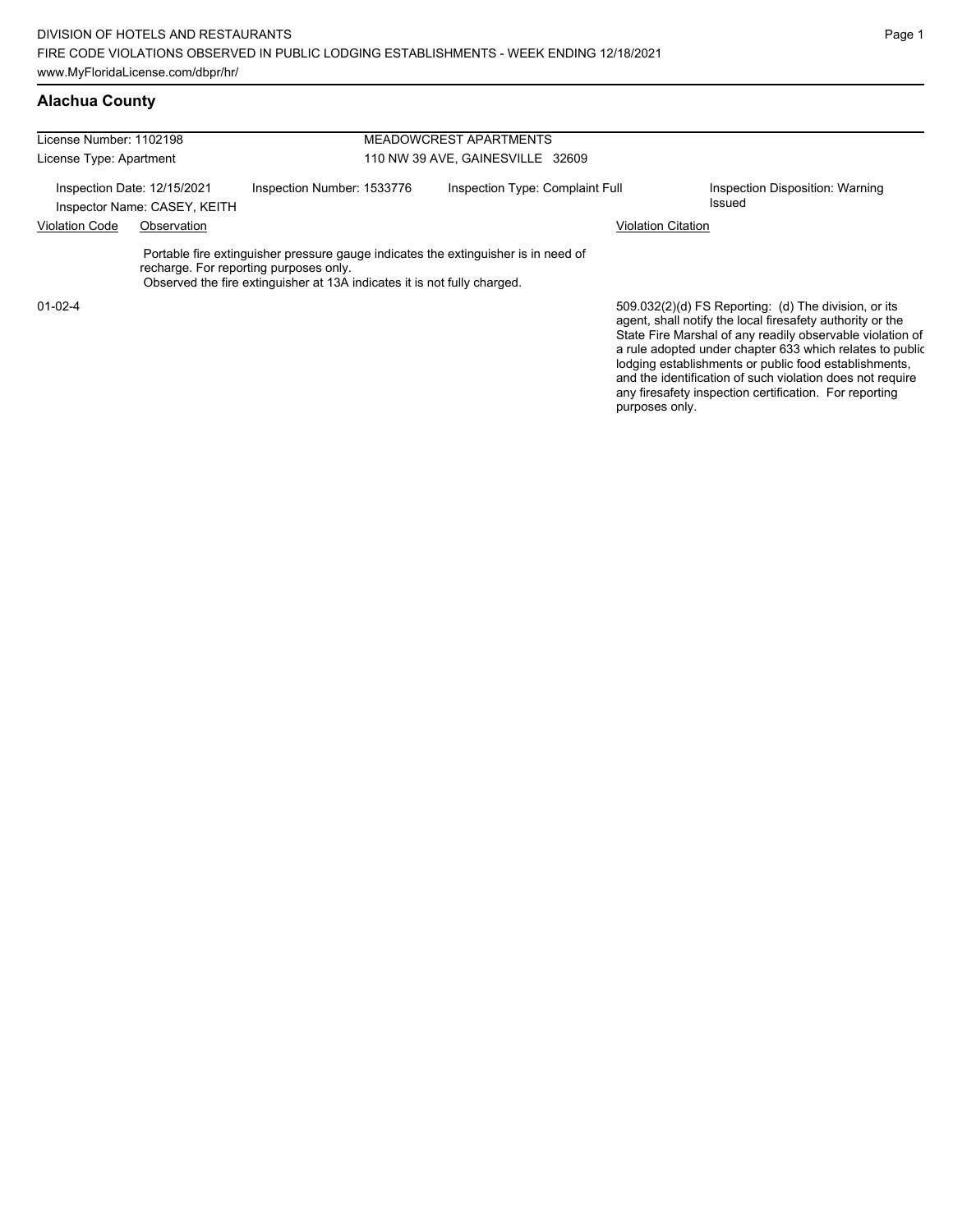## Alachua County

License Number: 1102198
License Type: Apartment

MEADOWCREST APARTMENTS
110 NW 39 AVE, GAINESVILLE 32609

Inspection Date: 12/15/2021
Inspector Name: CASEY, KEITH
Inspection Number: 1533776
Inspection Type: Complaint Full
Inspection Disposition: Warning Issued

| Violation Code | Observation | Violation Citation |
|---|---|---|
| 01-02-4 | Portable fire extinguisher pressure gauge indicates the extinguisher is in need of recharge. For reporting purposes only. Observed the fire extinguisher at 13A indicates it is not fully charged. | 509.032(2)(d) FS Reporting: (d) The division, or its agent, shall notify the local firesafety authority or the State Fire Marshal of any readily observable violation of a rule adopted under chapter 633 which relates to public lodging establishments or public food establishments, and the identification of such violation does not require any firesafety inspection certification. For reporting purposes only. |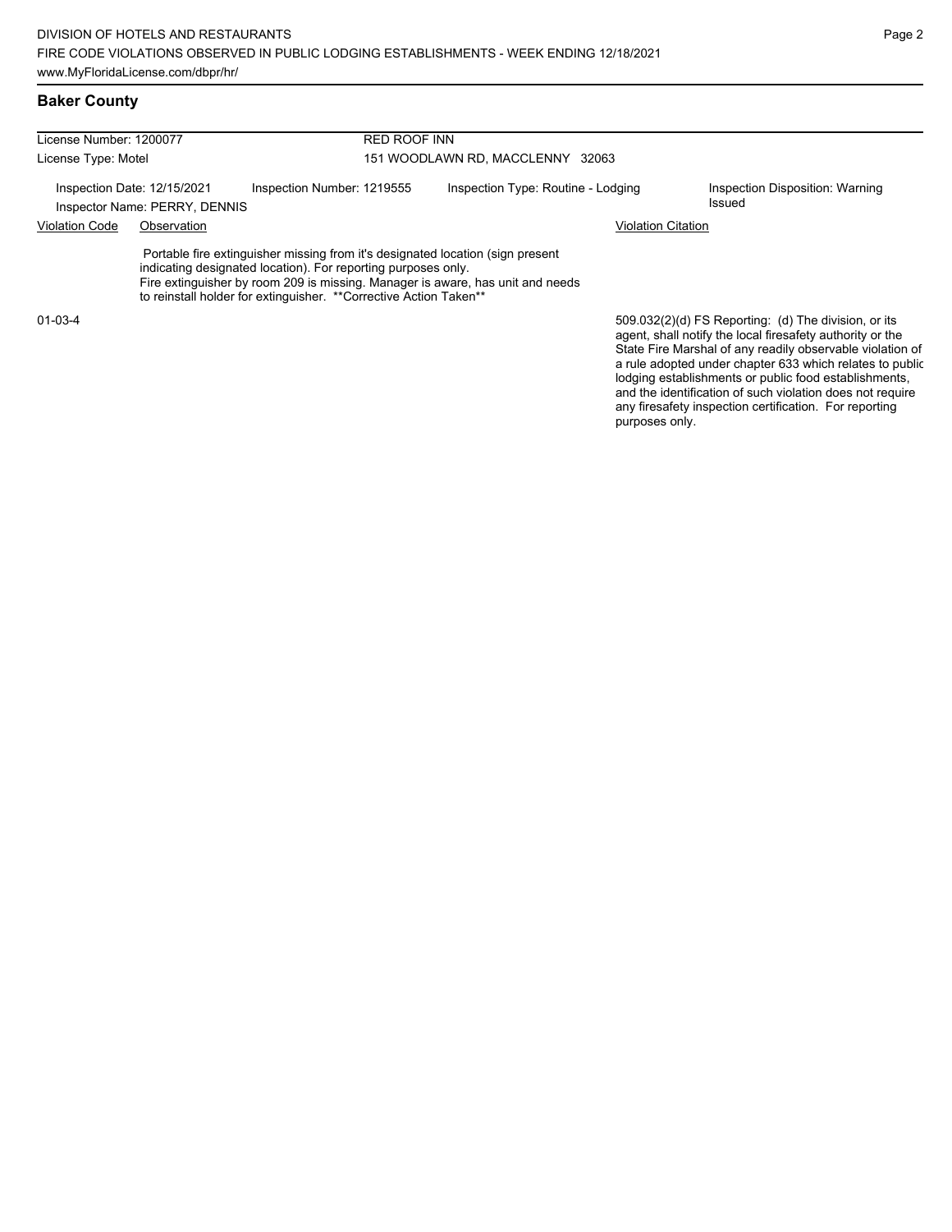## Baker County

| License Number: 1200077 | RED ROOF INN |
|---|---|
| License Type: Motel | 151 WOODLAWN RD, MACCLENNY 32063 |

Inspection Date: 12/15/2021 | Inspection Number: 1219555 | Inspection Type: Routine - Lodging | Inspection Disposition: Warning Issued

Inspector Name: PERRY, DENNIS

| Violation Code | Observation | Violation Citation |
|---|---|---|
| 01-03-4 | Portable fire extinguisher missing from it's designated location (sign present indicating designated location). For reporting purposes only. Fire extinguisher by room 209 is missing. Manager is aware, has unit and needs to reinstall holder for extinguisher. **Corrective Action Taken** | 509.032(2)(d) FS Reporting: (d) The division, or its agent, shall notify the local firesafety authority or the State Fire Marshal of any readily observable violation of a rule adopted under chapter 633 which relates to public lodging establishments or public food establishments, and the identification of such violation does not require any firesafety inspection certification. For reporting purposes only. |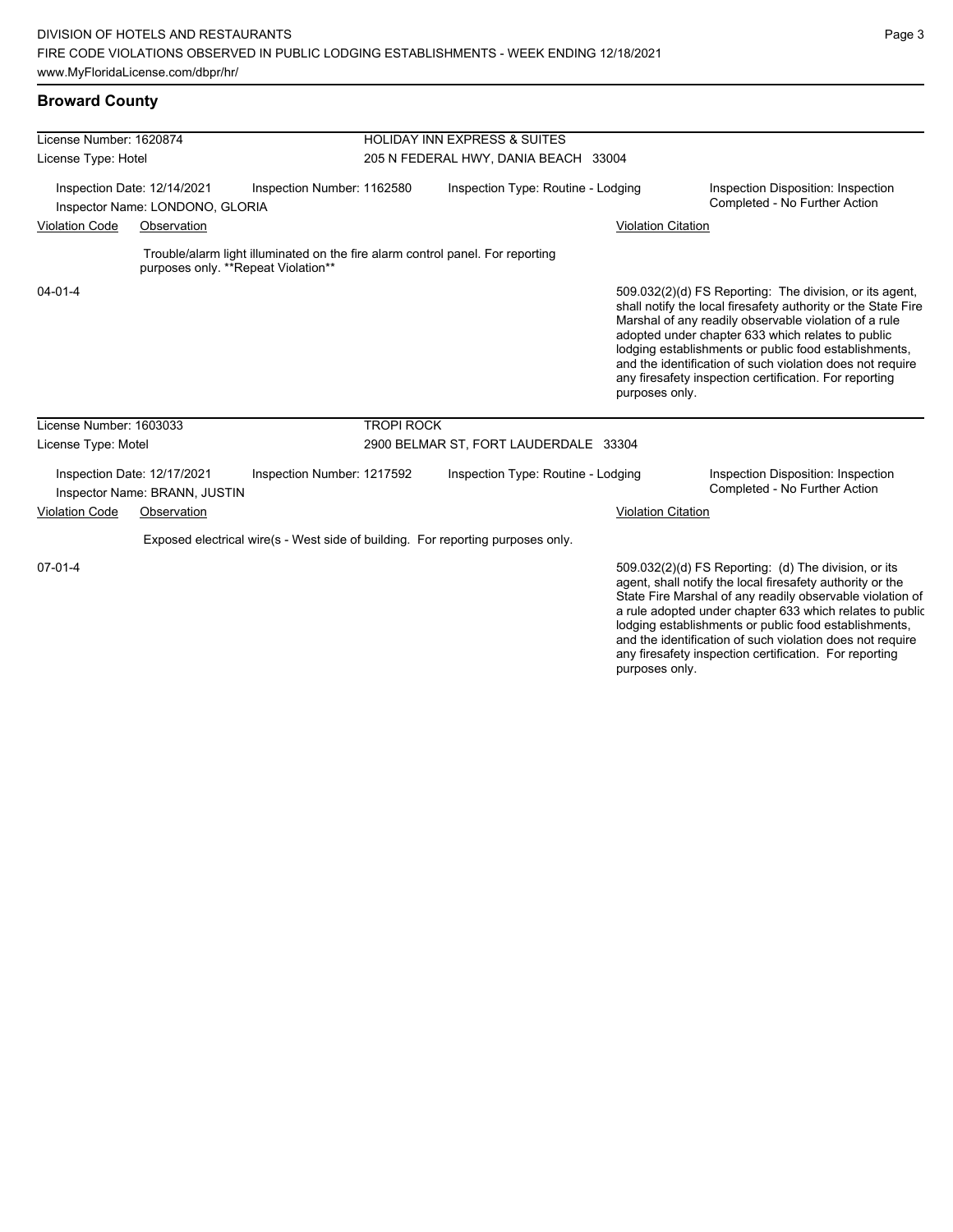## Broward County

License Number: 1620874
License Type: Hotel

HOLIDAY INN EXPRESS & SUITES
205 N FEDERAL HWY, DANIA BEACH 33004

Inspection Date: 12/14/2021
Inspection Number: 1162580
Inspection Type: Routine - Lodging
Inspection Disposition: Inspection Completed - No Further Action
Inspector Name: LONDONO, GLORIA

| Violation Code | Observation | Violation Citation |
|---|---|---|
| 04-01-4 | Trouble/alarm light illuminated on the fire alarm control panel. For reporting purposes only. **Repeat Violation** | 509.032(2)(d) FS Reporting: The division, or its agent, shall notify the local firesafety authority or the State Fire Marshal of any readily observable violation of a rule adopted under chapter 633 which relates to public lodging establishments or public food establishments, and the identification of such violation does not require any firesafety inspection certification. For reporting purposes only. |

License Number: 1603033
License Type: Motel

TROPI ROCK
2900 BELMAR ST, FORT LAUDERDALE 33304

Inspection Date: 12/17/2021
Inspection Number: 1217592
Inspection Type: Routine - Lodging
Inspection Disposition: Inspection Completed - No Further Action
Inspector Name: BRANN, JUSTIN

| Violation Code | Observation | Violation Citation |
|---|---|---|
| 07-01-4 | Exposed electrical wire(s - West side of building. For reporting purposes only. | 509.032(2)(d) FS Reporting: (d) The division, or its agent, shall notify the local firesafety authority or the State Fire Marshal of any readily observable violation of a rule adopted under chapter 633 which relates to public lodging establishments or public food establishments, and the identification of such violation does not require any firesafety inspection certification. For reporting purposes only. |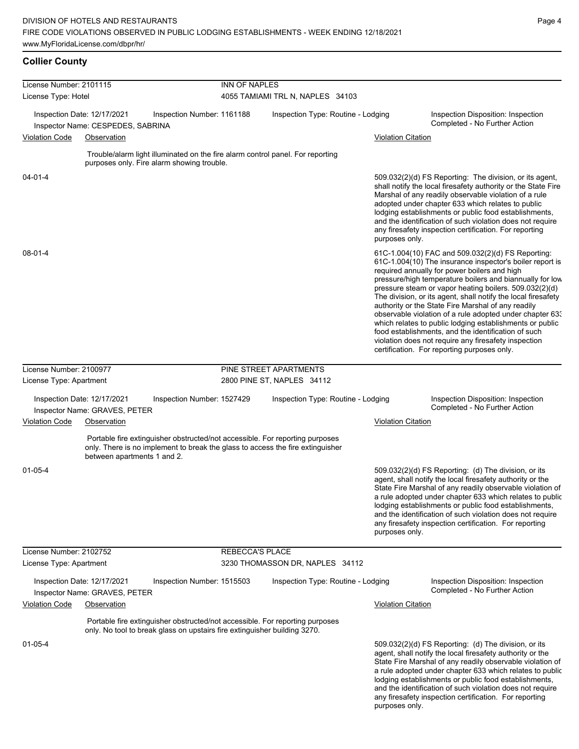## Collier County

License Number: 2101115 — INN OF NAPLES
License Type: Hotel — 4055 TAMIAMI TRL N, NAPLES 34103

Inspection Date: 12/17/2021 | Inspection Number: 1161188 | Inspection Type: Routine - Lodging | Inspection Disposition: Inspection Completed - No Further Action
Inspector Name: CESPEDES, SABRINA

| Violation Code | Observation | Violation Citation |
|---|---|---|
| | Trouble/alarm light illuminated on the fire alarm control panel. For reporting purposes only. Fire alarm showing trouble. | |
| 04-01-4 | | 509.032(2)(d) FS Reporting: The division, or its agent, shall notify the local firesafety authority or the State Fire Marshal of any readily observable violation of a rule adopted under chapter 633 which relates to public lodging establishments or public food establishments, and the identification of such violation does not require any firesafety inspection certification. For reporting purposes only. |
| 08-01-4 | | 61C-1.004(10) FAC and 509.032(2)(d) FS Reporting: 61C-1.004(10) The insurance inspector's boiler report is required annually for power boilers and high pressure/high temperature boilers and biannually for low pressure steam or vapor heating boilers. 509.032(2)(d) The division, or its agent, shall notify the local firesafety authority or the State Fire Marshal of any readily observable violation of a rule adopted under chapter 633 which relates to public lodging establishments or public food establishments, and the identification of such violation does not require any firesafety inspection certification. For reporting purposes only. |

License Number: 2100977 — PINE STREET APARTMENTS
License Type: Apartment — 2800 PINE ST, NAPLES 34112

Inspection Date: 12/17/2021 | Inspection Number: 1527429 | Inspection Type: Routine - Lodging | Inspection Disposition: Inspection Completed - No Further Action
Inspector Name: GRAVES, PETER

| Violation Code | Observation | Violation Citation |
|---|---|---|
| | Portable fire extinguisher obstructed/not accessible. For reporting purposes only. There is no implement to break the glass to access the fire extinguisher between apartments 1 and 2. | |
| 01-05-4 | | 509.032(2)(d) FS Reporting: (d) The division, or its agent, shall notify the local firesafety authority or the State Fire Marshal of any readily observable violation of a rule adopted under chapter 633 which relates to public lodging establishments or public food establishments, and the identification of such violation does not require any firesafety inspection certification. For reporting purposes only. |

License Number: 2102752 — REBECCA'S PLACE
License Type: Apartment — 3230 THOMASSON DR, NAPLES 34112

Inspection Date: 12/17/2021 | Inspection Number: 1515503 | Inspection Type: Routine - Lodging | Inspection Disposition: Inspection Completed - No Further Action
Inspector Name: GRAVES, PETER

| Violation Code | Observation | Violation Citation |
|---|---|---|
| | Portable fire extinguisher obstructed/not accessible. For reporting purposes only. No tool to break glass on upstairs fire extinguisher building 3270. | |
| 01-05-4 | | 509.032(2)(d) FS Reporting: (d) The division, or its agent, shall notify the local firesafety authority or the State Fire Marshal of any readily observable violation of a rule adopted under chapter 633 which relates to public lodging establishments or public food establishments, and the identification of such violation does not require any firesafety inspection certification. For reporting purposes only. |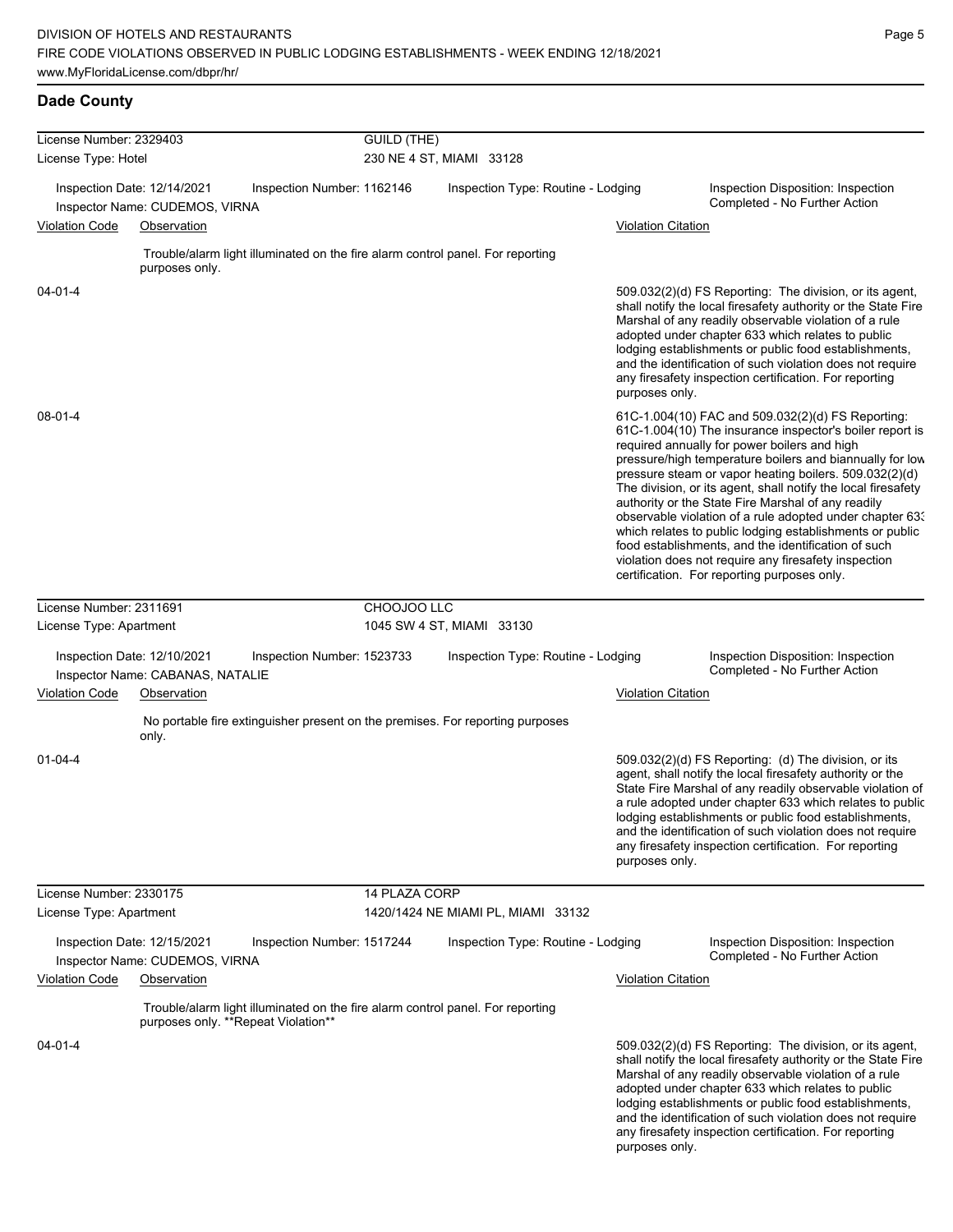## Dade County

License Number: 2329403 — GUILD (THE)
License Type: Hotel — 230 NE 4 ST, MIAMI 33128

Inspection Date: 12/14/2021 | Inspection Number: 1162146 | Inspection Type: Routine - Lodging | Inspection Disposition: Inspection Completed - No Further Action
Inspector Name: CUDEMOS, VIRNA

| Violation Code | Observation | Violation Citation |
| --- | --- | --- |
| 04-01-4 | Trouble/alarm light illuminated on the fire alarm control panel. For reporting purposes only. | 509.032(2)(d) FS Reporting: The division, or its agent, shall notify the local firesafety authority or the State Fire Marshal of any readily observable violation of a rule adopted under chapter 633 which relates to public lodging establishments or public food establishments, and the identification of such violation does not require any firesafety inspection certification. For reporting purposes only. |
| 08-01-4 | | 61C-1.004(10) FAC and 509.032(2)(d) FS Reporting: 61C-1.004(10) The insurance inspector's boiler report is required annually for power boilers and high pressure/high temperature boilers and biannually for low pressure steam or vapor heating boilers. 509.032(2)(d) The division, or its agent, shall notify the local firesafety authority or the State Fire Marshal of any readily observable violation of a rule adopted under chapter 633 which relates to public lodging establishments or public food establishments, and the identification of such violation does not require any firesafety inspection certification. For reporting purposes only. |

License Number: 2311691 — CHOOJOO LLC
License Type: Apartment — 1045 SW 4 ST, MIAMI 33130

Inspection Date: 12/10/2021 | Inspection Number: 1523733 | Inspection Type: Routine - Lodging | Inspection Disposition: Inspection Completed - No Further Action
Inspector Name: CABANAS, NATALIE

| Violation Code | Observation | Violation Citation |
| --- | --- | --- |
| 01-04-4 | No portable fire extinguisher present on the premises. For reporting purposes only. | 509.032(2)(d) FS Reporting: (d) The division, or its agent, shall notify the local firesafety authority or the State Fire Marshal of any readily observable violation of a rule adopted under chapter 633 which relates to public lodging establishments or public food establishments, and the identification of such violation does not require any firesafety inspection certification. For reporting purposes only. |

License Number: 2330175 — 14 PLAZA CORP
License Type: Apartment — 1420/1424 NE MIAMI PL, MIAMI 33132

Inspection Date: 12/15/2021 | Inspection Number: 1517244 | Inspection Type: Routine - Lodging | Inspection Disposition: Inspection Completed - No Further Action
Inspector Name: CUDEMOS, VIRNA

| Violation Code | Observation | Violation Citation |
| --- | --- | --- |
| 04-01-4 | Trouble/alarm light illuminated on the fire alarm control panel. For reporting purposes only. **Repeat Violation** | 509.032(2)(d) FS Reporting: The division, or its agent, shall notify the local firesafety authority or the State Fire Marshal of any readily observable violation of a rule adopted under chapter 633 which relates to public lodging establishments or public food establishments, and the identification of such violation does not require any firesafety inspection certification. For reporting purposes only. |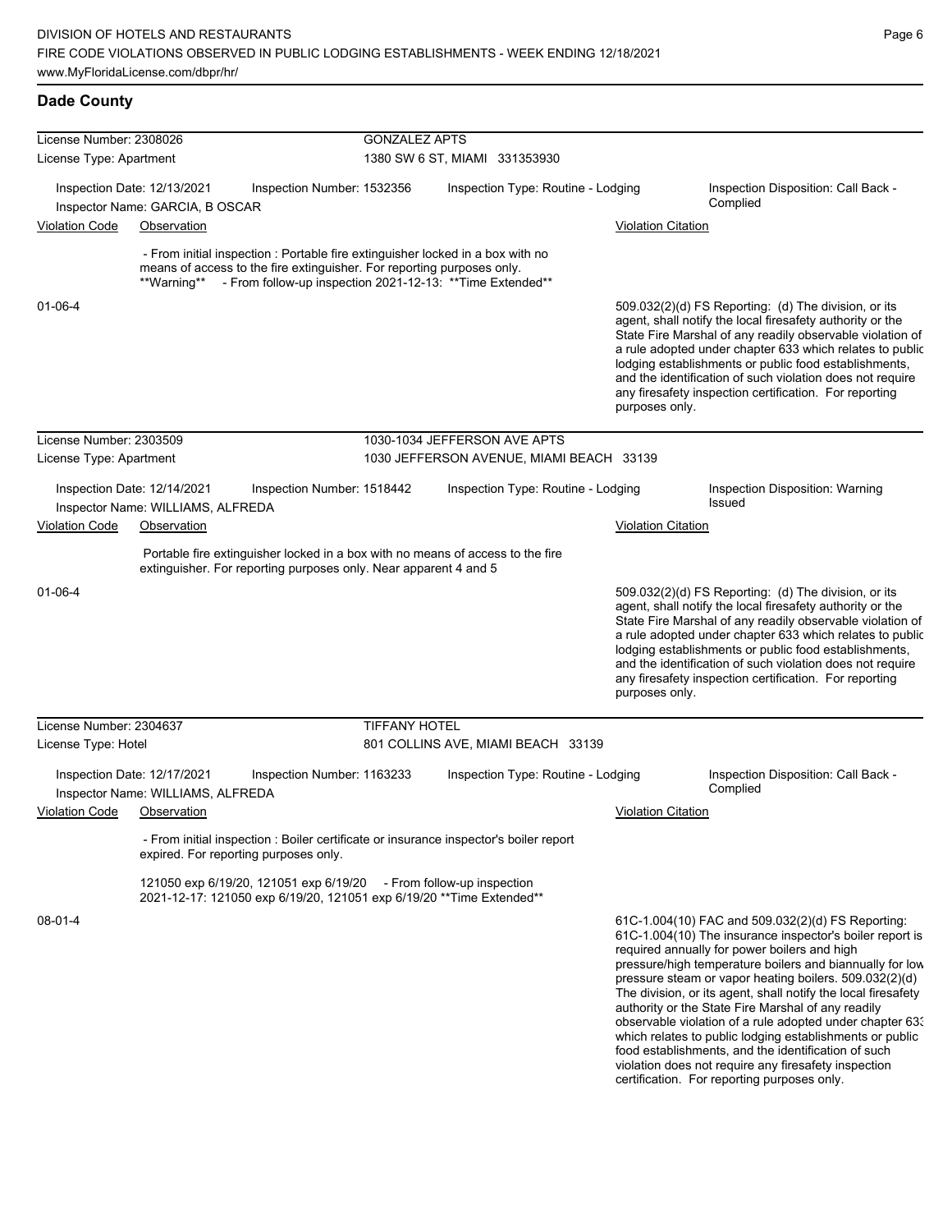## Dade County

| | | | |
|---|---|---|---|
| License Number: 2308026 | | GONZALEZ APTS | |
| License Type: Apartment | | 1380 SW 6 ST, MIAMI 331353930 | |
| Inspection Date: 12/13/2021 | Inspection Number: 1532356 | Inspection Type: Routine - Lodging | Inspection Disposition: Call Back - Complied |
| Inspector Name: GARCIA, B OSCAR | | | |

| Violation Code | Observation | Violation Citation |
|---|---|---|
| 01-06-4 | - From initial inspection : Portable fire extinguisher locked in a box with no means of access to the fire extinguisher. For reporting purposes only. **Warning** - From follow-up inspection 2021-12-13: **Time Extended** | 509.032(2)(d) FS Reporting: (d) The division, or its agent, shall notify the local firesafety authority or the State Fire Marshal of any readily observable violation of a rule adopted under chapter 633 which relates to public lodging establishments or public food establishments, and the identification of such violation does not require any firesafety inspection certification. For reporting purposes only. |

| | | | |
|---|---|---|---|
| License Number: 2303509 | | 1030-1034 JEFFERSON AVE APTS | |
| License Type: Apartment | | 1030 JEFFERSON AVENUE, MIAMI BEACH 33139 | |
| Inspection Date: 12/14/2021 | Inspection Number: 1518442 | Inspection Type: Routine - Lodging | Inspection Disposition: Warning Issued |
| Inspector Name: WILLIAMS, ALFREDA | | | |

| Violation Code | Observation | Violation Citation |
|---|---|---|
| 01-06-4 | Portable fire extinguisher locked in a box with no means of access to the fire extinguisher. For reporting purposes only. Near apparent 4 and 5 | 509.032(2)(d) FS Reporting: (d) The division, or its agent, shall notify the local firesafety authority or the State Fire Marshal of any readily observable violation of a rule adopted under chapter 633 which relates to public lodging establishments or public food establishments, and the identification of such violation does not require any firesafety inspection certification. For reporting purposes only. |

| | | | |
|---|---|---|---|
| License Number: 2304637 | | TIFFANY HOTEL | |
| License Type: Hotel | | 801 COLLINS AVE, MIAMI BEACH 33139 | |
| Inspection Date: 12/17/2021 | Inspection Number: 1163233 | Inspection Type: Routine - Lodging | Inspection Disposition: Call Back - Complied |
| Inspector Name: WILLIAMS, ALFREDA | | | |

| Violation Code | Observation | Violation Citation |
|---|---|---|
| 08-01-4 | - From initial inspection : Boiler certificate or insurance inspector's boiler report expired. For reporting purposes only. 121050 exp 6/19/20, 121051 exp 6/19/20 - From follow-up inspection 2021-12-17: 121050 exp 6/19/20, 121051 exp 6/19/20 **Time Extended** | 61C-1.004(10) FAC and 509.032(2)(d) FS Reporting: 61C-1.004(10) The insurance inspector's boiler report is required annually for power boilers and high pressure/high temperature boilers and biannually for low pressure steam or vapor heating boilers. 509.032(2)(d) The division, or its agent, shall notify the local firesafety authority or the State Fire Marshal of any readily observable violation of a rule adopted under chapter 633 which relates to public lodging establishments or public food establishments, and the identification of such violation does not require any firesafety inspection certification. For reporting purposes only. |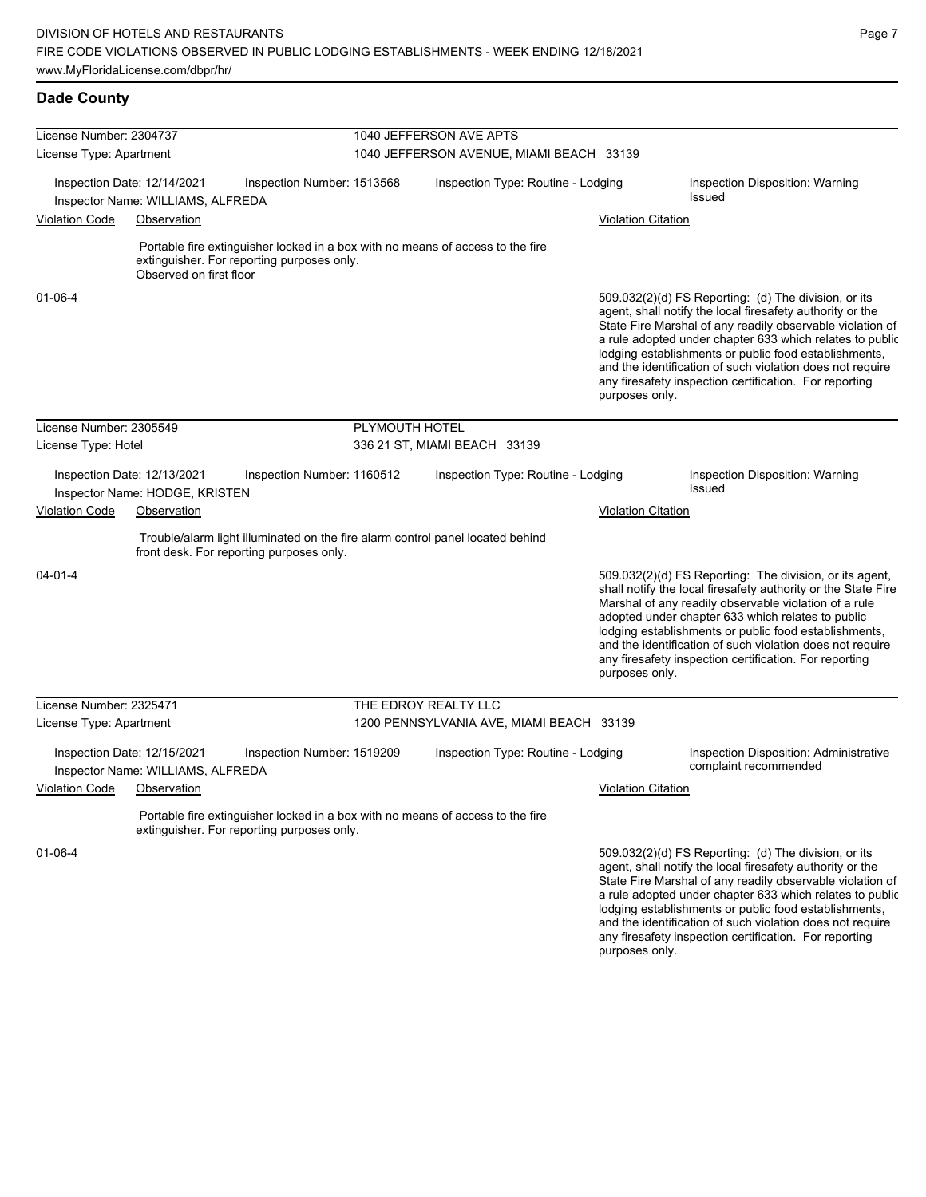## Dade County

| | | | |
|---|---|---|---|
| License Number: 2304737 | | 1040 JEFFERSON AVE APTS | |
| License Type: Apartment | | 1040 JEFFERSON AVENUE, MIAMI BEACH 33139 | |
| Inspection Date: 12/14/2021 | Inspection Number: 1513568 | Inspection Type: Routine - Lodging | Inspection Disposition: Warning Issued |
| Inspector Name: WILLIAMS, ALFREDA | | | |

| Violation Code | Observation | Violation Citation |
|---|---|---|
| 01-06-4 | Portable fire extinguisher locked in a box with no means of access to the fire extinguisher. For reporting purposes only. Observed on first floor | 509.032(2)(d) FS Reporting: (d) The division, or its agent, shall notify the local firesafety authority or the State Fire Marshal of any readily observable violation of a rule adopted under chapter 633 which relates to public lodging establishments or public food establishments, and the identification of such violation does not require any firesafety inspection certification. For reporting purposes only. |

| | | | |
|---|---|---|---|
| License Number: 2305549 | | PLYMOUTH HOTEL | |
| License Type: Hotel | | 336 21 ST, MIAMI BEACH 33139 | |
| Inspection Date: 12/13/2021 | Inspection Number: 1160512 | Inspection Type: Routine - Lodging | Inspection Disposition: Warning Issued |
| Inspector Name: HODGE, KRISTEN | | | |

| Violation Code | Observation | Violation Citation |
|---|---|---|
| 04-01-4 | Trouble/alarm light illuminated on the fire alarm control panel located behind front desk. For reporting purposes only. | 509.032(2)(d) FS Reporting: The division, or its agent, shall notify the local firesafety authority or the State Fire Marshal of any readily observable violation of a rule adopted under chapter 633 which relates to public lodging establishments or public food establishments, and the identification of such violation does not require any firesafety inspection certification. For reporting purposes only. |

| | | | |
|---|---|---|---|
| License Number: 2325471 | | THE EDROY REALTY LLC | |
| License Type: Apartment | | 1200 PENNSYLVANIA AVE, MIAMI BEACH 33139 | |
| Inspection Date: 12/15/2021 | Inspection Number: 1519209 | Inspection Type: Routine - Lodging | Inspection Disposition: Administrative complaint recommended |
| Inspector Name: WILLIAMS, ALFREDA | | | |

| Violation Code | Observation | Violation Citation |
|---|---|---|
| 01-06-4 | Portable fire extinguisher locked in a box with no means of access to the fire extinguisher. For reporting purposes only. | 509.032(2)(d) FS Reporting: (d) The division, or its agent, shall notify the local firesafety authority or the State Fire Marshal of any readily observable violation of a rule adopted under chapter 633 which relates to public lodging establishments or public food establishments, and the identification of such violation does not require any firesafety inspection certification. For reporting purposes only. |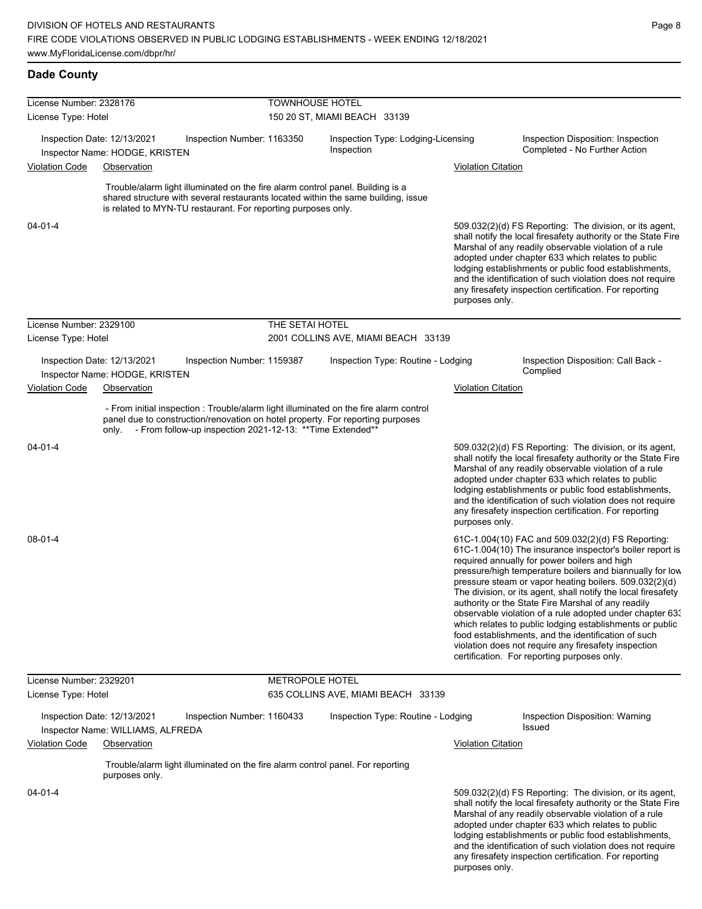## Dade County

**License Number:** 2328176
**License Type:** Hotel

**TOWNHOUSE HOTEL**
150 20 ST, MIAMI BEACH 33139

Inspection Date: 12/13/2021
Inspection Number: 1163350
Inspection Type: Lodging-Licensing Inspection
Inspection Disposition: Inspection Completed - No Further Action
Inspector Name: HODGE, KRISTEN

| Violation Code | Observation | Violation Citation |
|---|---|---|
| 04-01-4 | Trouble/alarm light illuminated on the fire alarm control panel. Building is a shared structure with several restaurants located within the same building, issue is related to MYN-TU restaurant. For reporting purposes only. | 509.032(2)(d) FS Reporting: The division, or its agent, shall notify the local firesafety authority or the State Fire Marshal of any readily observable violation of a rule adopted under chapter 633 which relates to public lodging establishments or public food establishments, and the identification of such violation does not require any firesafety inspection certification. For reporting purposes only. |

**License Number:** 2329100
**License Type:** Hotel

**THE SETAI HOTEL**
2001 COLLINS AVE, MIAMI BEACH 33139

Inspection Date: 12/13/2021
Inspection Number: 1159387
Inspection Type: Routine - Lodging
Inspection Disposition: Call Back - Complied
Inspector Name: HODGE, KRISTEN

| Violation Code | Observation | Violation Citation |
|---|---|---|
| 04-01-4 | - From initial inspection : Trouble/alarm light illuminated on the fire alarm control panel due to construction/renovation on hotel property. For reporting purposes only. - From follow-up inspection 2021-12-13: **Time Extended** | 509.032(2)(d) FS Reporting: The division, or its agent, shall notify the local firesafety authority or the State Fire Marshal of any readily observable violation of a rule adopted under chapter 633 which relates to public lodging establishments or public food establishments, and the identification of such violation does not require any firesafety inspection certification. For reporting purposes only. |
| 08-01-4 | | 61C-1.004(10) FAC and 509.032(2)(d) FS Reporting: 61C-1.004(10) The insurance inspector's boiler report is required annually for power boilers and high pressure/high temperature boilers and biannually for low pressure steam or vapor heating boilers. 509.032(2)(d) The division, or its agent, shall notify the local firesafety authority or the State Fire Marshal of any readily observable violation of a rule adopted under chapter 633 which relates to public lodging establishments or public food establishments, and the identification of such violation does not require any firesafety inspection certification. For reporting purposes only. |

**License Number:** 2329201
**License Type:** Hotel

**METROPOLE HOTEL**
635 COLLINS AVE, MIAMI BEACH 33139

Inspection Date: 12/13/2021
Inspection Number: 1160433
Inspection Type: Routine - Lodging
Inspection Disposition: Warning Issued
Inspector Name: WILLIAMS, ALFREDA

| Violation Code | Observation | Violation Citation |
|---|---|---|
| 04-01-4 | Trouble/alarm light illuminated on the fire alarm control panel. For reporting purposes only. | 509.032(2)(d) FS Reporting: The division, or its agent, shall notify the local firesafety authority or the State Fire Marshal of any readily observable violation of a rule adopted under chapter 633 which relates to public lodging establishments or public food establishments, and the identification of such violation does not require any firesafety inspection certification. For reporting purposes only. |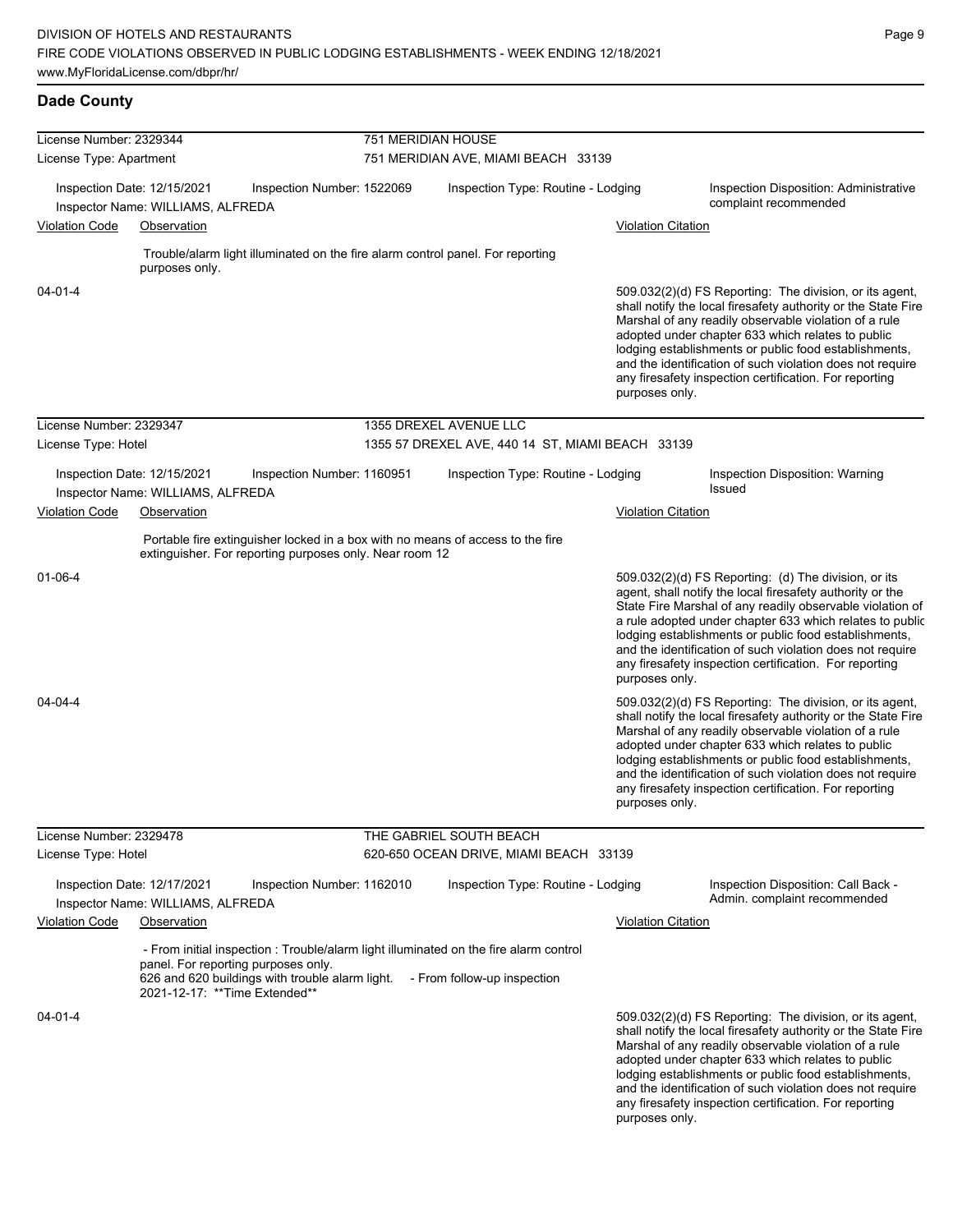## Dade County

License Number: 2329344 | 751 MERIDIAN HOUSE
License Type: Apartment | 751 MERIDIAN AVE, MIAMI BEACH 33139

Inspection Date: 12/15/2021 | Inspection Number: 1522069 | Inspection Type: Routine - Lodging | Inspection Disposition: Administrative complaint recommended
Inspector Name: WILLIAMS, ALFREDA

| Violation Code | Observation | Violation Citation |
|---|---|---|
| | Trouble/alarm light illuminated on the fire alarm control panel. For reporting purposes only. | |
| 04-01-4 | | 509.032(2)(d) FS Reporting: The division, or its agent, shall notify the local firesafety authority or the State Fire Marshal of any readily observable violation of a rule adopted under chapter 633 which relates to public lodging establishments or public food establishments, and the identification of such violation does not require any firesafety inspection certification. For reporting purposes only. |

License Number: 2329347 | 1355 DREXEL AVENUE LLC
License Type: Hotel | 1355 57 DREXEL AVE, 440 14 ST, MIAMI BEACH 33139

Inspection Date: 12/15/2021 | Inspection Number: 1160951 | Inspection Type: Routine - Lodging | Inspection Disposition: Warning Issued
Inspector Name: WILLIAMS, ALFREDA

| Violation Code | Observation | Violation Citation |
|---|---|---|
| | Portable fire extinguisher locked in a box with no means of access to the fire extinguisher. For reporting purposes only. Near room 12 | |
| 01-06-4 | | 509.032(2)(d) FS Reporting: (d) The division, or its agent, shall notify the local firesafety authority or the State Fire Marshal of any readily observable violation of a rule adopted under chapter 633 which relates to public lodging establishments or public food establishments, and the identification of such violation does not require any firesafety inspection certification. For reporting purposes only. |
| 04-04-4 | | 509.032(2)(d) FS Reporting: The division, or its agent, shall notify the local firesafety authority or the State Fire Marshal of any readily observable violation of a rule adopted under chapter 633 which relates to public lodging establishments or public food establishments, and the identification of such violation does not require any firesafety inspection certification. For reporting purposes only. |

License Number: 2329478 | THE GABRIEL SOUTH BEACH
License Type: Hotel | 620-650 OCEAN DRIVE, MIAMI BEACH 33139

Inspection Date: 12/17/2021 | Inspection Number: 1162010 | Inspection Type: Routine - Lodging | Inspection Disposition: Call Back - Admin. complaint recommended
Inspector Name: WILLIAMS, ALFREDA

| Violation Code | Observation | Violation Citation |
|---|---|---|
| | - From initial inspection : Trouble/alarm light illuminated on the fire alarm control panel. For reporting purposes only. 626 and 620 buildings with trouble alarm light. - From follow-up inspection 2021-12-17: **Time Extended** | |
| 04-01-4 | | 509.032(2)(d) FS Reporting: The division, or its agent, shall notify the local firesafety authority or the State Fire Marshal of any readily observable violation of a rule adopted under chapter 633 which relates to public lodging establishments or public food establishments, and the identification of such violation does not require any firesafety inspection certification. For reporting purposes only. |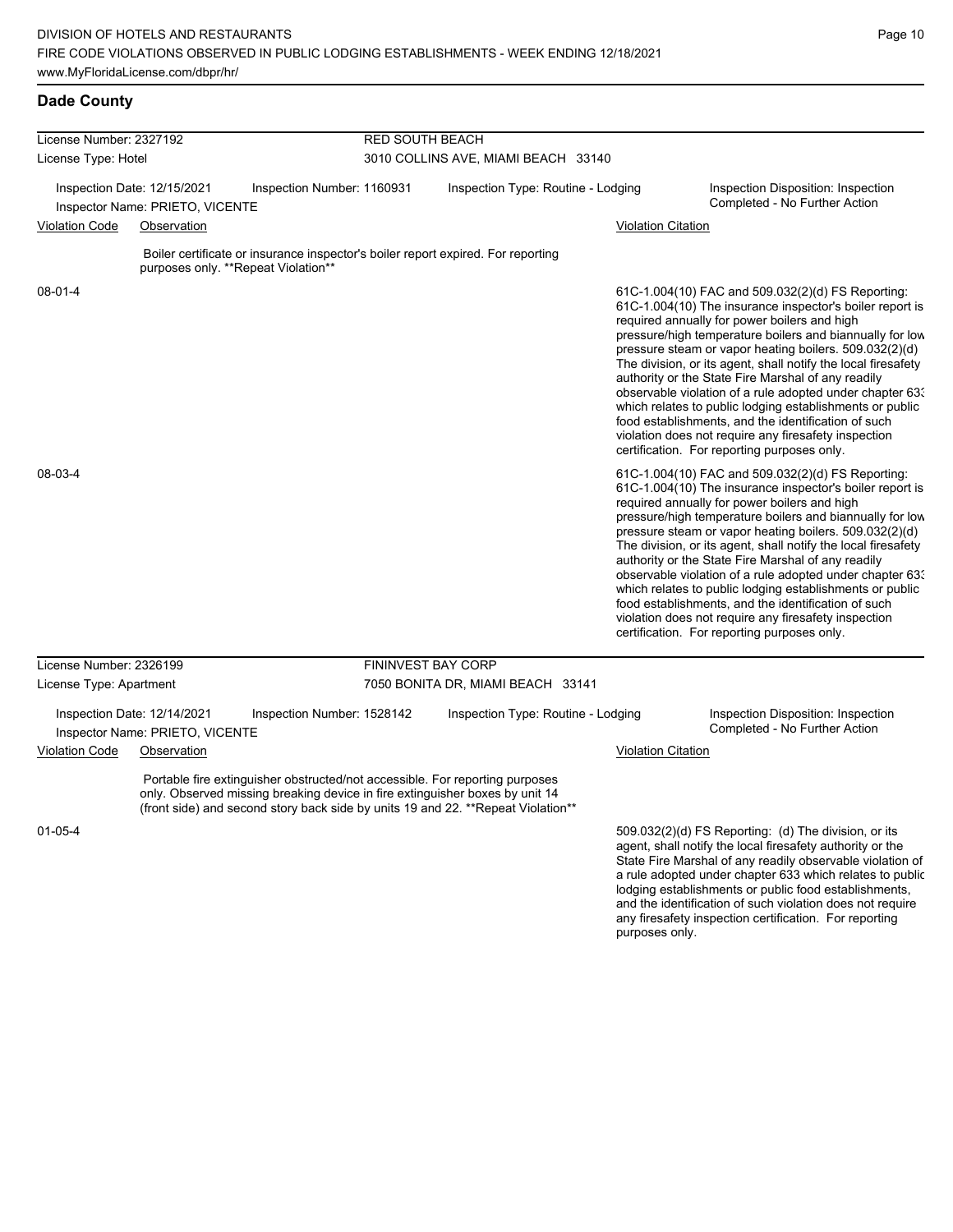## Dade County

License Number: 2327192
License Type: Hotel

**RED SOUTH BEACH**
3010 COLLINS AVE, MIAMI BEACH 33140

Inspection Date: 12/15/2021
Inspection Number: 1160931
Inspection Type: Routine - Lodging
Inspection Disposition: Inspection Completed - No Further Action
Inspector Name: PRIETO, VICENTE

| Violation Code | Observation | Violation Citation |
|---|---|---|
| | Boiler certificate or insurance inspector's boiler report expired. For reporting purposes only. **Repeat Violation** | |
| 08-01-4 | | 61C-1.004(10) FAC and 509.032(2)(d) FS Reporting: 61C-1.004(10) The insurance inspector's boiler report is required annually for power boilers and high pressure/high temperature boilers and biannually for low pressure steam or vapor heating boilers. 509.032(2)(d) The division, or its agent, shall notify the local firesafety authority or the State Fire Marshal of any readily observable violation of a rule adopted under chapter 633 which relates to public lodging establishments or public food establishments, and the identification of such violation does not require any firesafety inspection certification. For reporting purposes only. |
| 08-03-4 | | 61C-1.004(10) FAC and 509.032(2)(d) FS Reporting: 61C-1.004(10) The insurance inspector's boiler report is required annually for power boilers and high pressure/high temperature boilers and biannually for low pressure steam or vapor heating boilers. 509.032(2)(d) The division, or its agent, shall notify the local firesafety authority or the State Fire Marshal of any readily observable violation of a rule adopted under chapter 633 which relates to public lodging establishments or public food establishments, and the identification of such violation does not require any firesafety inspection certification. For reporting purposes only. |

License Number: 2326199
License Type: Apartment

**FININVEST BAY CORP**
7050 BONITA DR, MIAMI BEACH 33141

Inspection Date: 12/14/2021
Inspection Number: 1528142
Inspection Type: Routine - Lodging
Inspection Disposition: Inspection Completed - No Further Action
Inspector Name: PRIETO, VICENTE

| Violation Code | Observation | Violation Citation |
|---|---|---|
| | Portable fire extinguisher obstructed/not accessible. For reporting purposes only. Observed missing breaking device in fire extinguisher boxes by unit 14 (front side) and second story back side by units 19 and 22. **Repeat Violation** | |
| 01-05-4 | | 509.032(2)(d) FS Reporting: (d) The division, or its agent, shall notify the local firesafety authority or the State Fire Marshal of any readily observable violation of a rule adopted under chapter 633 which relates to public lodging establishments or public food establishments, and the identification of such violation does not require any firesafety inspection certification. For reporting purposes only. |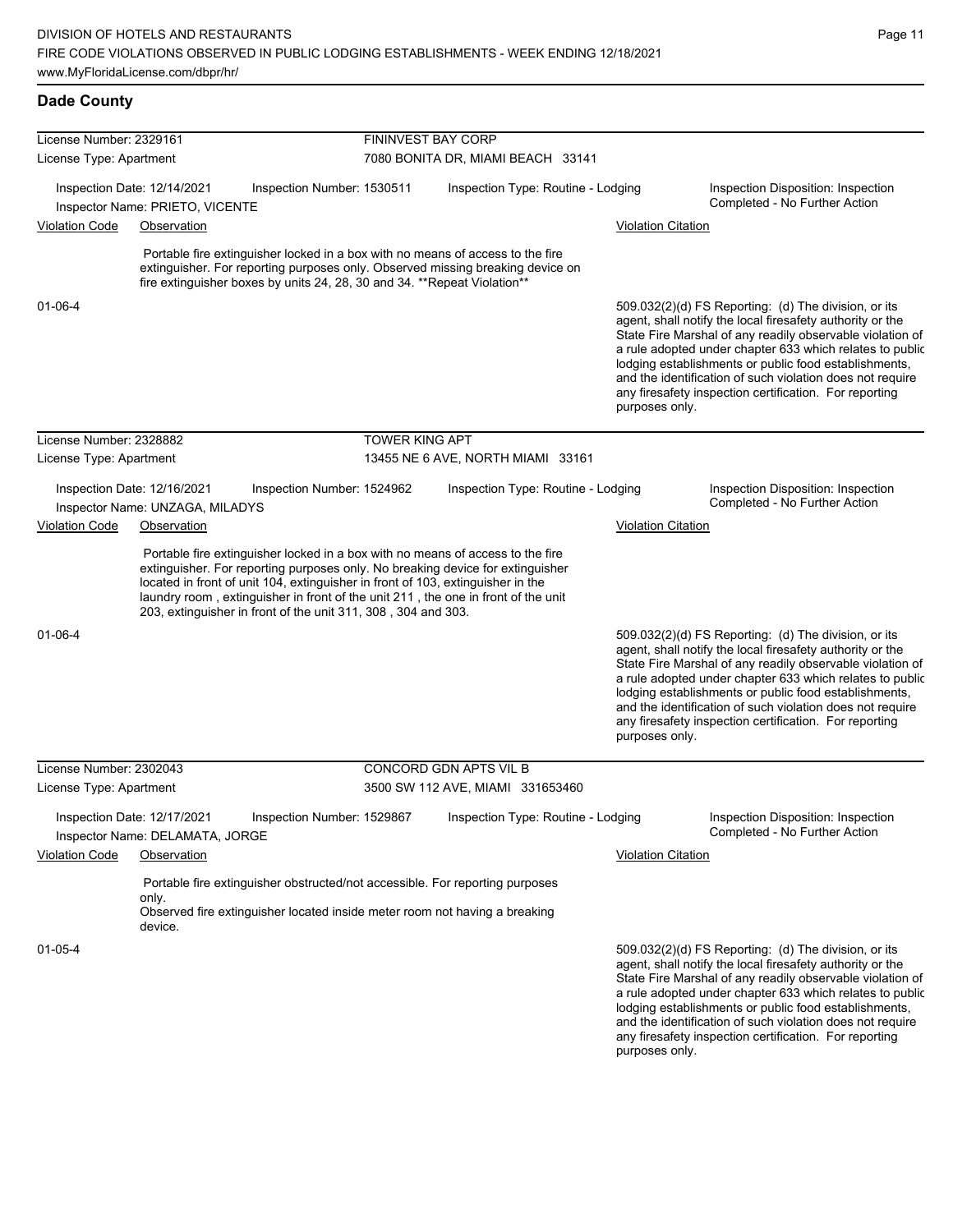## Dade County

| License Number: 2329161 | FININVEST BAY CORP | | |
|---|---|---|---|
| License Type: Apartment | 7080 BONITA DR, MIAMI BEACH 33141 | | |
| Inspection Date: 12/14/2021 Inspector Name: PRIETO, VICENTE | Inspection Number: 1530511 | Inspection Type: Routine - Lodging | Inspection Disposition: Inspection Completed - No Further Action |

| Violation Code | Observation | Violation Citation |
|---|---|---|
| 01-06-4 | Portable fire extinguisher locked in a box with no means of access to the fire extinguisher. For reporting purposes only. Observed missing breaking device on fire extinguisher boxes by units 24, 28, 30 and 34. **Repeat Violation** | 509.032(2)(d) FS Reporting: (d) The division, or its agent, shall notify the local firesafety authority or the State Fire Marshal of any readily observable violation of a rule adopted under chapter 633 which relates to public lodging establishments or public food establishments, and the identification of such violation does not require any firesafety inspection certification. For reporting purposes only. |

| License Number: 2328882 | TOWER KING APT | | |
|---|---|---|---|
| License Type: Apartment | 13455 NE 6 AVE, NORTH MIAMI 33161 | | |
| Inspection Date: 12/16/2021 Inspector Name: UNZAGA, MILADYS | Inspection Number: 1524962 | Inspection Type: Routine - Lodging | Inspection Disposition: Inspection Completed - No Further Action |

| Violation Code | Observation | Violation Citation |
|---|---|---|
| 01-06-4 | Portable fire extinguisher locked in a box with no means of access to the fire extinguisher. For reporting purposes only. No breaking device for extinguisher located in front of unit 104, extinguisher in front of 103, extinguisher in the laundry room , extinguisher in front of the unit 211 , the one in front of the unit 203, extinguisher in front of the unit 311, 308 , 304 and 303. | 509.032(2)(d) FS Reporting: (d) The division, or its agent, shall notify the local firesafety authority or the State Fire Marshal of any readily observable violation of a rule adopted under chapter 633 which relates to public lodging establishments or public food establishments, and the identification of such violation does not require any firesafety inspection certification. For reporting purposes only. |

| License Number: 2302043 | CONCORD GDN APTS VIL B | | |
|---|---|---|---|
| License Type: Apartment | 3500 SW 112 AVE, MIAMI 331653460 | | |
| Inspection Date: 12/17/2021 Inspector Name: DELAMATA, JORGE | Inspection Number: 1529867 | Inspection Type: Routine - Lodging | Inspection Disposition: Inspection Completed - No Further Action |

| Violation Code | Observation | Violation Citation |
|---|---|---|
| 01-05-4 | Portable fire extinguisher obstructed/not accessible. For reporting purposes only. Observed fire extinguisher located inside meter room not having a breaking device. | 509.032(2)(d) FS Reporting: (d) The division, or its agent, shall notify the local firesafety authority or the State Fire Marshal of any readily observable violation of a rule adopted under chapter 633 which relates to public lodging establishments or public food establishments, and the identification of such violation does not require any firesafety inspection certification. For reporting purposes only. |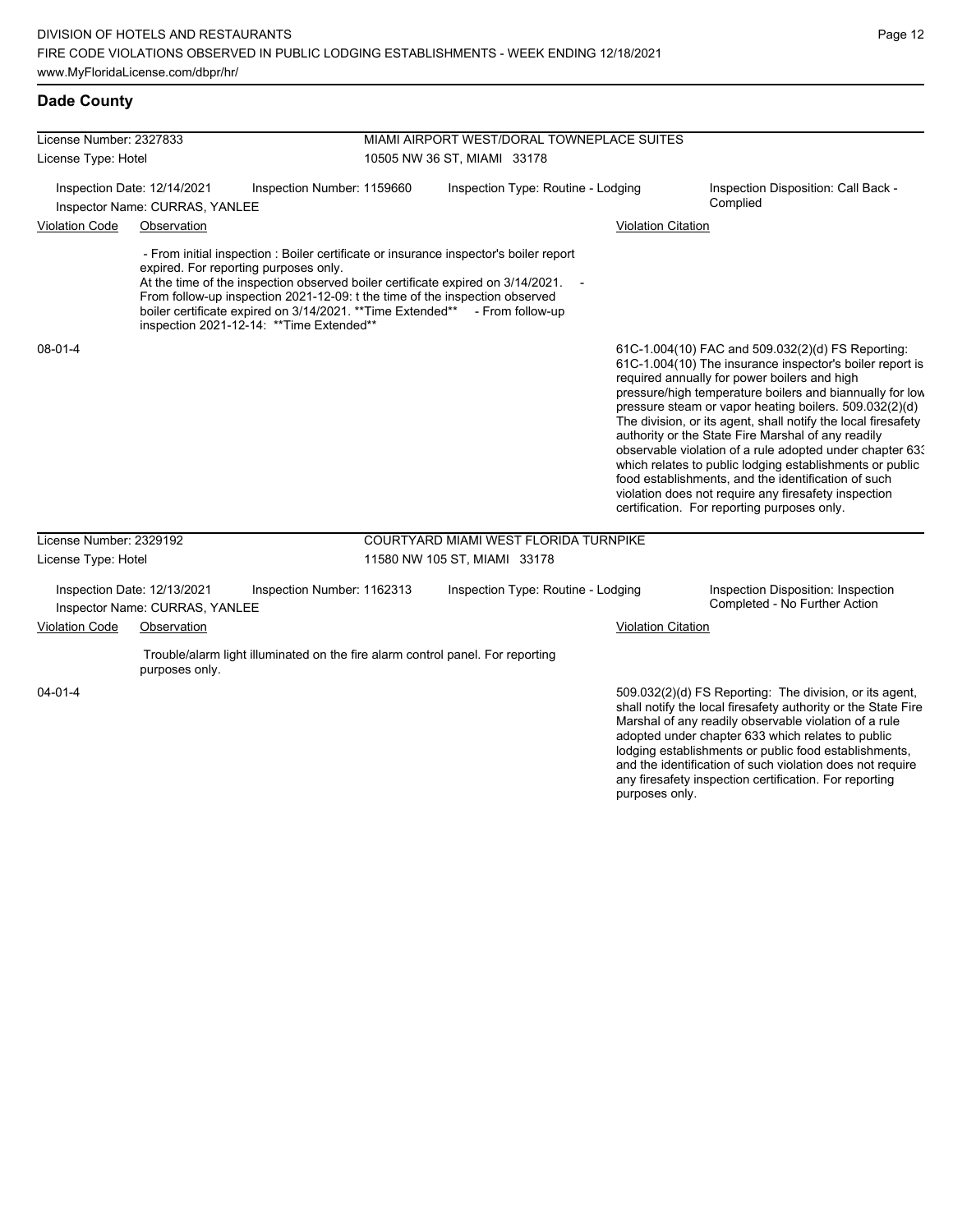## Dade County

License Number: 2327833
License Type: Hotel

MIAMI AIRPORT WEST/DORAL TOWNEPLACE SUITES
10505 NW 36 ST, MIAMI 33178

Inspection Date: 12/14/2021
Inspection Number: 1159660
Inspection Type: Routine - Lodging
Inspection Disposition: Call Back - Complied
Inspector Name: CURRAS, YANLEE

| Violation Code | Observation | Violation Citation |
|---|---|---|
| 08-01-4 | - From initial inspection : Boiler certificate or insurance inspector's boiler report expired. For reporting purposes only. At the time of the inspection observed boiler certificate expired on 3/14/2021. - From follow-up inspection 2021-12-09: t the time of the inspection observed boiler certificate expired on 3/14/2021. **Time Extended** - From follow-up inspection 2021-12-14: **Time Extended** | 61C-1.004(10) FAC and 509.032(2)(d) FS Reporting: 61C-1.004(10) The insurance inspector's boiler report is required annually for power boilers and high pressure/high temperature boilers and biannually for low pressure steam or vapor heating boilers. 509.032(2)(d) The division, or its agent, shall notify the local firesafety authority or the State Fire Marshal of any readily observable violation of a rule adopted under chapter 633 which relates to public lodging establishments or public food establishments, and the identification of such violation does not require any firesafety inspection certification. For reporting purposes only. |

License Number: 2329192
License Type: Hotel

COURTYARD MIAMI WEST FLORIDA TURNPIKE
11580 NW 105 ST, MIAMI 33178

Inspection Date: 12/13/2021
Inspection Number: 1162313
Inspection Type: Routine - Lodging
Inspection Disposition: Inspection Completed - No Further Action
Inspector Name: CURRAS, YANLEE

| Violation Code | Observation | Violation Citation |
|---|---|---|
| 04-01-4 | Trouble/alarm light illuminated on the fire alarm control panel. For reporting purposes only. | 509.032(2)(d) FS Reporting: The division, or its agent, shall notify the local firesafety authority or the State Fire Marshal of any readily observable violation of a rule adopted under chapter 633 which relates to public lodging establishments or public food establishments, and the identification of such violation does not require any firesafety inspection certification. For reporting purposes only. |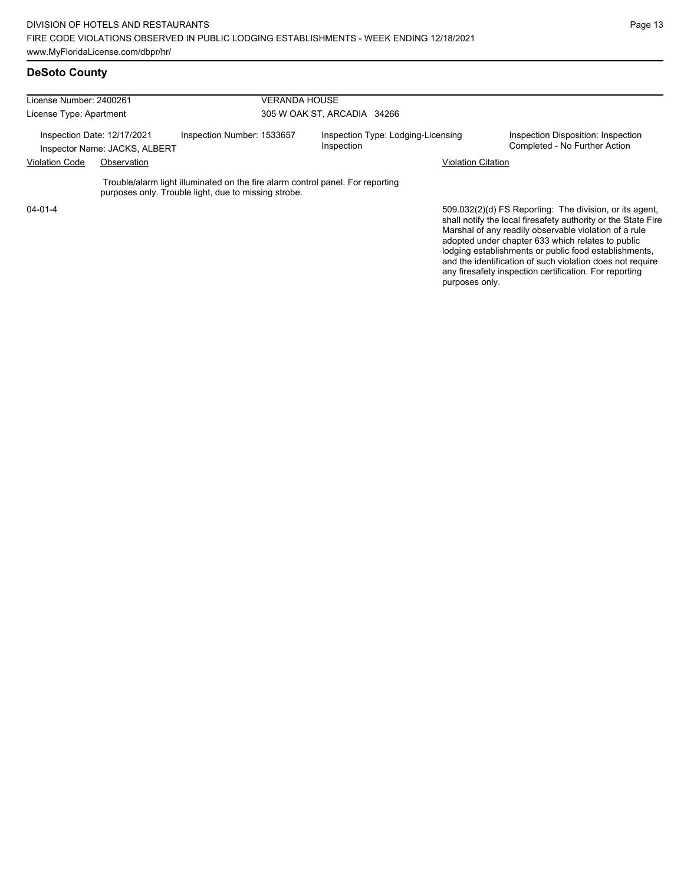## DeSoto County

License Number: 2400261
License Type: Apartment

VERANDA HOUSE
305 W OAK ST, ARCADIA 34266

Inspection Date: 12/17/2021
Inspector Name: JACKS, ALBERT

Inspection Number: 1533657

Inspection Type: Lodging-Licensing Inspection

Inspection Disposition: Inspection Completed - No Further Action

| Violation Code | Observation | Violation Citation |
|---|---|---|
| 04-01-4 | Trouble/alarm light illuminated on the fire alarm control panel. For reporting purposes only. Trouble light, due to missing strobe. | 509.032(2)(d) FS Reporting: The division, or its agent, shall notify the local firesafety authority or the State Fire Marshal of any readily observable violation of a rule adopted under chapter 633 which relates to public lodging establishments or public food establishments, and the identification of such violation does not require any firesafety inspection certification. For reporting purposes only. |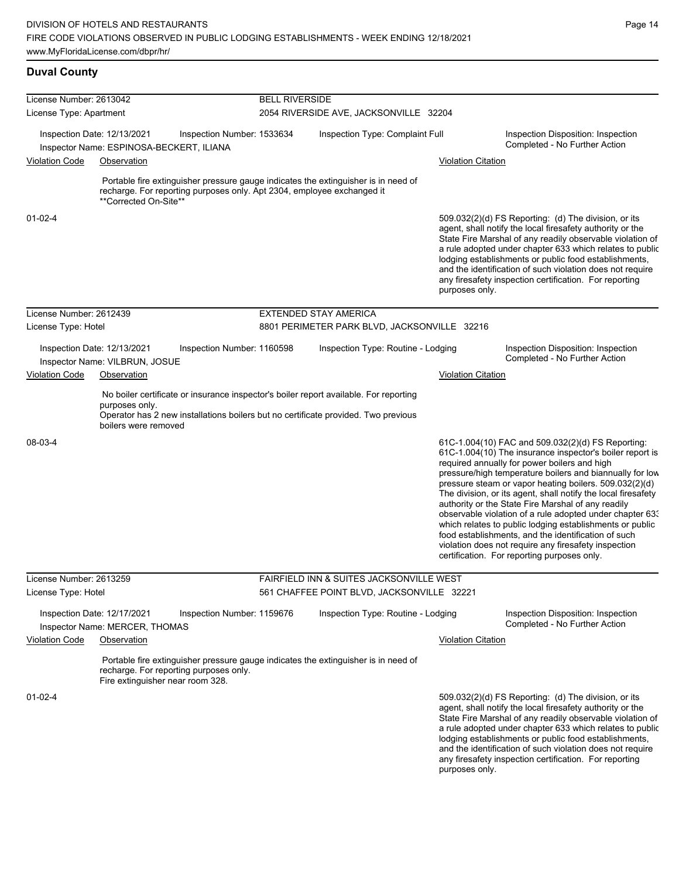## Duval County

**License Number:** 2613042 — **BELL RIVERSIDE**
**License Type:** Apartment — 2054 RIVERSIDE AVE, JACKSONVILLE 32204

Inspection Date: 12/13/2021 | Inspection Number: 1533634 | Inspection Type: Complaint Full | Inspection Disposition: Inspection Completed - No Further Action
Inspector Name: ESPINOSA-BECKERT, ILIANA

| Violation Code | Observation | Violation Citation |
|---|---|---|
| 01-02-4 | Portable fire extinguisher pressure gauge indicates the extinguisher is in need of recharge. For reporting purposes only. Apt 2304, employee exchanged it **Corrected On-Site** | 509.032(2)(d) FS Reporting: (d) The division, or its agent, shall notify the local firesafety authority or the State Fire Marshal of any readily observable violation of a rule adopted under chapter 633 which relates to public lodging establishments or public food establishments, and the identification of such violation does not require any firesafety inspection certification. For reporting purposes only. |

**License Number:** 2612439 — **EXTENDED STAY AMERICA**
**License Type:** Hotel — 8801 PERIMETER PARK BLVD, JACKSONVILLE 32216

Inspection Date: 12/13/2021 | Inspection Number: 1160598 | Inspection Type: Routine - Lodging | Inspection Disposition: Inspection Completed - No Further Action
Inspector Name: VILBRUN, JOSUE

| Violation Code | Observation | Violation Citation |
|---|---|---|
| 08-03-4 | No boiler certificate or insurance inspector's boiler report available. For reporting purposes only. Operator has 2 new installations boilers but no certificate provided. Two previous boilers were removed | 61C-1.004(10) FAC and 509.032(2)(d) FS Reporting: 61C-1.004(10) The insurance inspector's boiler report is required annually for power boilers and high pressure/high temperature boilers and biannually for low pressure steam or vapor heating boilers. 509.032(2)(d) The division, or its agent, shall notify the local firesafety authority or the State Fire Marshal of any readily observable violation of a rule adopted under chapter 633 which relates to public lodging establishments or public food establishments, and the identification of such violation does not require any firesafety inspection certification. For reporting purposes only. |

**License Number:** 2613259 — **FAIRFIELD INN & SUITES JACKSONVILLE WEST**
**License Type:** Hotel — 561 CHAFFEE POINT BLVD, JACKSONVILLE 32221

Inspection Date: 12/17/2021 | Inspection Number: 1159676 | Inspection Type: Routine - Lodging | Inspection Disposition: Inspection Completed - No Further Action
Inspector Name: MERCER, THOMAS

| Violation Code | Observation | Violation Citation |
|---|---|---|
| 01-02-4 | Portable fire extinguisher pressure gauge indicates the extinguisher is in need of recharge. For reporting purposes only. Fire extinguisher near room 328. | 509.032(2)(d) FS Reporting: (d) The division, or its agent, shall notify the local firesafety authority or the State Fire Marshal of any readily observable violation of a rule adopted under chapter 633 which relates to public lodging establishments or public food establishments, and the identification of such violation does not require any firesafety inspection certification. For reporting purposes only. |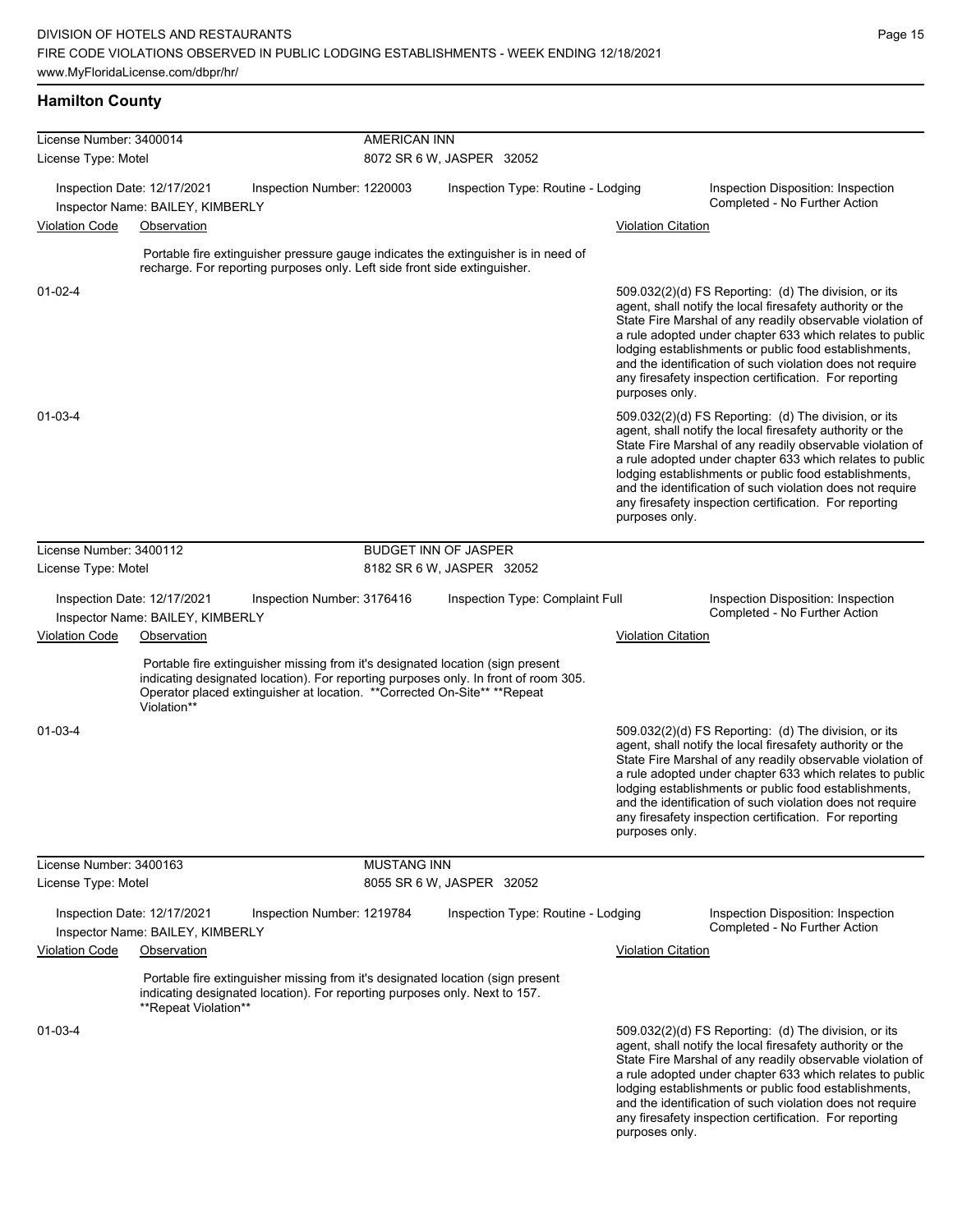## Hamilton County

License Number: 3400014
License Type: Motel

**AMERICAN INN**
8072 SR 6 W, JASPER 32052

Inspection Date: 12/17/2021
Inspection Number: 1220003
Inspection Type: Routine - Lodging
Inspection Disposition: Inspection Completed - No Further Action
Inspector Name: BAILEY, KIMBERLY

| Violation Code | Observation | Violation Citation |
| --- | --- | --- |
| 01-02-4 | Portable fire extinguisher pressure gauge indicates the extinguisher is in need of recharge. For reporting purposes only. Left side front side extinguisher. | 509.032(2)(d) FS Reporting: (d) The division, or its agent, shall notify the local firesafety authority or the State Fire Marshal of any readily observable violation of a rule adopted under chapter 633 which relates to public lodging establishments or public food establishments, and the identification of such violation does not require any firesafety inspection certification. For reporting purposes only. |
| 01-03-4 | | 509.032(2)(d) FS Reporting: (d) The division, or its agent, shall notify the local firesafety authority or the State Fire Marshal of any readily observable violation of a rule adopted under chapter 633 which relates to public lodging establishments or public food establishments, and the identification of such violation does not require any firesafety inspection certification. For reporting purposes only. |

License Number: 3400112
License Type: Motel

**BUDGET INN OF JASPER**
8182 SR 6 W, JASPER 32052

Inspection Date: 12/17/2021
Inspection Number: 3176416
Inspection Type: Complaint Full
Inspection Disposition: Inspection Completed - No Further Action
Inspector Name: BAILEY, KIMBERLY

| Violation Code | Observation | Violation Citation |
| --- | --- | --- |
| 01-03-4 | Portable fire extinguisher missing from it's designated location (sign present indicating designated location). For reporting purposes only. In front of room 305. Operator placed extinguisher at location. **Corrected On-Site** **Repeat Violation** | 509.032(2)(d) FS Reporting: (d) The division, or its agent, shall notify the local firesafety authority or the State Fire Marshal of any readily observable violation of a rule adopted under chapter 633 which relates to public lodging establishments or public food establishments, and the identification of such violation does not require any firesafety inspection certification. For reporting purposes only. |

License Number: 3400163
License Type: Motel

**MUSTANG INN**
8055 SR 6 W, JASPER 32052

Inspection Date: 12/17/2021
Inspection Number: 1219784
Inspection Type: Routine - Lodging
Inspection Disposition: Inspection Completed - No Further Action
Inspector Name: BAILEY, KIMBERLY

| Violation Code | Observation | Violation Citation |
| --- | --- | --- |
| 01-03-4 | Portable fire extinguisher missing from it's designated location (sign present indicating designated location). For reporting purposes only. Next to 157. **Repeat Violation** | 509.032(2)(d) FS Reporting: (d) The division, or its agent, shall notify the local firesafety authority or the State Fire Marshal of any readily observable violation of a rule adopted under chapter 633 which relates to public lodging establishments or public food establishments, and the identification of such violation does not require any firesafety inspection certification. For reporting purposes only. |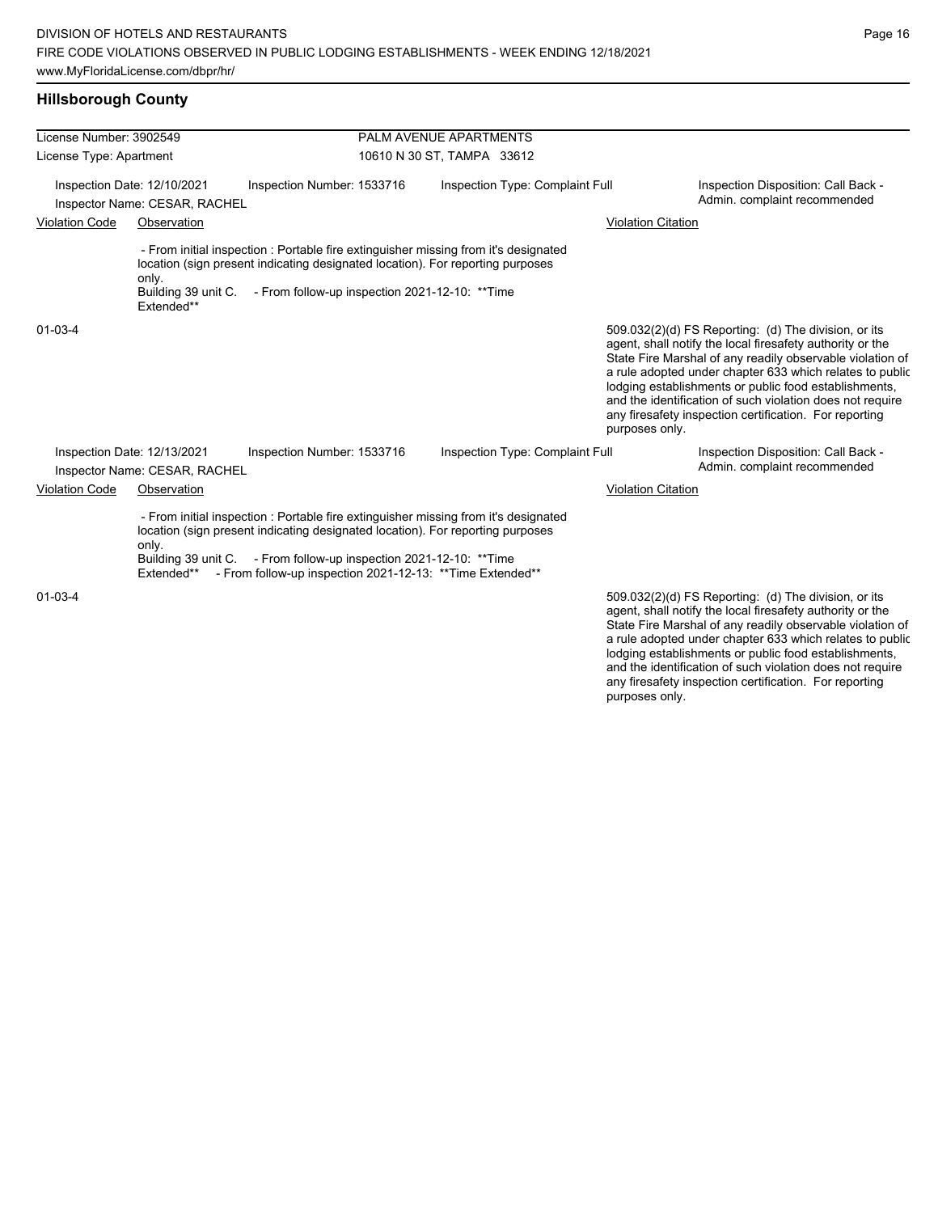## Hillsborough County

License Number: 3902549
License Type: Apartment

PALM AVENUE APARTMENTS
10610 N 30 ST, TAMPA 33612

Inspection Date: 12/10/2021 | Inspection Number: 1533716 | Inspection Type: Complaint Full | Inspection Disposition: Call Back - Admin. complaint recommended
Inspector Name: CESAR, RACHEL

| Violation Code | Observation | Violation Citation |
| --- | --- | --- |
| 01-03-4 | - From initial inspection : Portable fire extinguisher missing from it's designated location (sign present indicating designated location). For reporting purposes only. Building 39 unit C. - From follow-up inspection 2021-12-10: **Time Extended** | 509.032(2)(d) FS Reporting: (d) The division, or its agent, shall notify the local firesafety authority or the State Fire Marshal of any readily observable violation of a rule adopted under chapter 633 which relates to public lodging establishments or public food establishments, and the identification of such violation does not require any firesafety inspection certification. For reporting purposes only. |

Inspection Date: 12/13/2021 | Inspection Number: 1533716 | Inspection Type: Complaint Full | Inspection Disposition: Call Back - Admin. complaint recommended
Inspector Name: CESAR, RACHEL

| Violation Code | Observation | Violation Citation |
| --- | --- | --- |
| 01-03-4 | - From initial inspection : Portable fire extinguisher missing from it's designated location (sign present indicating designated location). For reporting purposes only. Building 39 unit C. - From follow-up inspection 2021-12-10: **Time Extended** - From follow-up inspection 2021-12-13: **Time Extended** | 509.032(2)(d) FS Reporting: (d) The division, or its agent, shall notify the local firesafety authority or the State Fire Marshal of any readily observable violation of a rule adopted under chapter 633 which relates to public lodging establishments or public food establishments, and the identification of such violation does not require any firesafety inspection certification. For reporting purposes only. |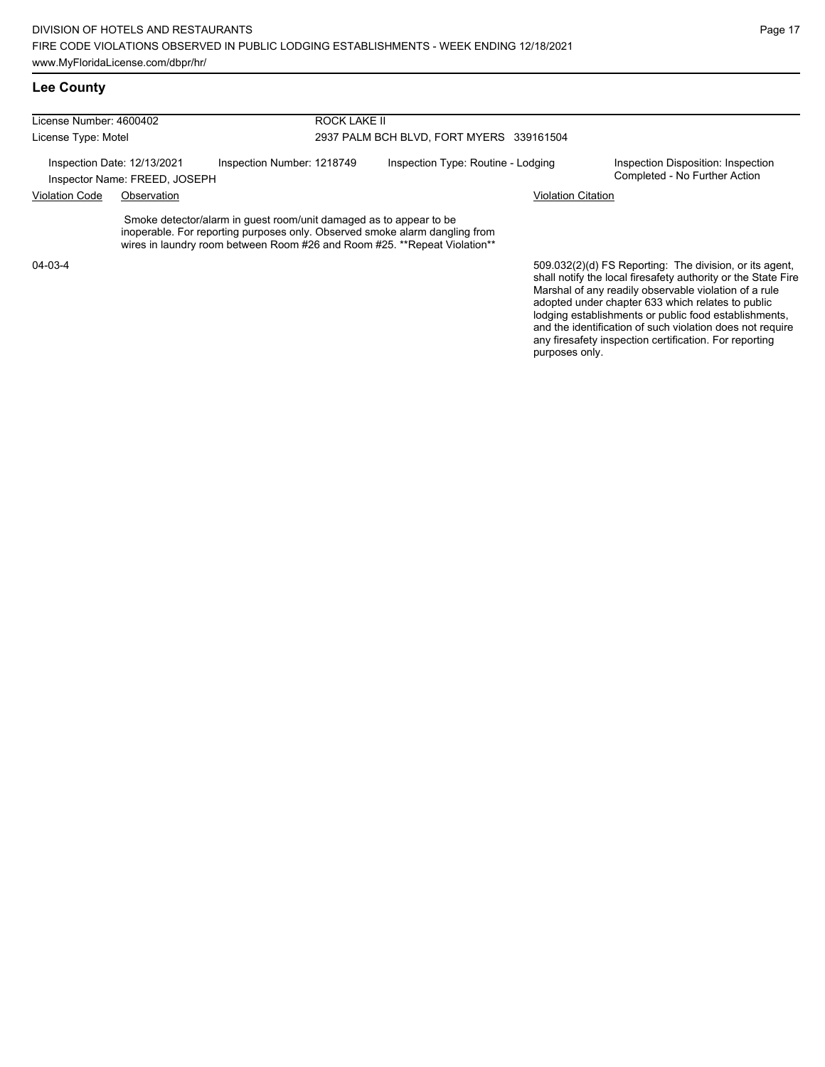## Lee County

| | | | |
|---|---|---|---|
| License Number: 4600402 | | ROCK LAKE II | |
| License Type: Motel | | 2937 PALM BCH BLVD, FORT MYERS 339161504 | |
| Inspection Date: 12/13/2021 | Inspection Number: 1218749 | Inspection Type: Routine - Lodging | Inspection Disposition: Inspection Completed - No Further Action |
| Inspector Name: FREED, JOSEPH | | | |

| Violation Code | Observation | Violation Citation |
|---|---|---|
| 04-03-4 | Smoke detector/alarm in guest room/unit damaged as to appear to be inoperable. For reporting purposes only. Observed smoke alarm dangling from wires in laundry room between Room #26 and Room #25. **Repeat Violation** | 509.032(2)(d) FS Reporting: The division, or its agent, shall notify the local firesafety authority or the State Fire Marshal of any readily observable violation of a rule adopted under chapter 633 which relates to public lodging establishments or public food establishments, and the identification of such violation does not require any firesafety inspection certification. For reporting purposes only. |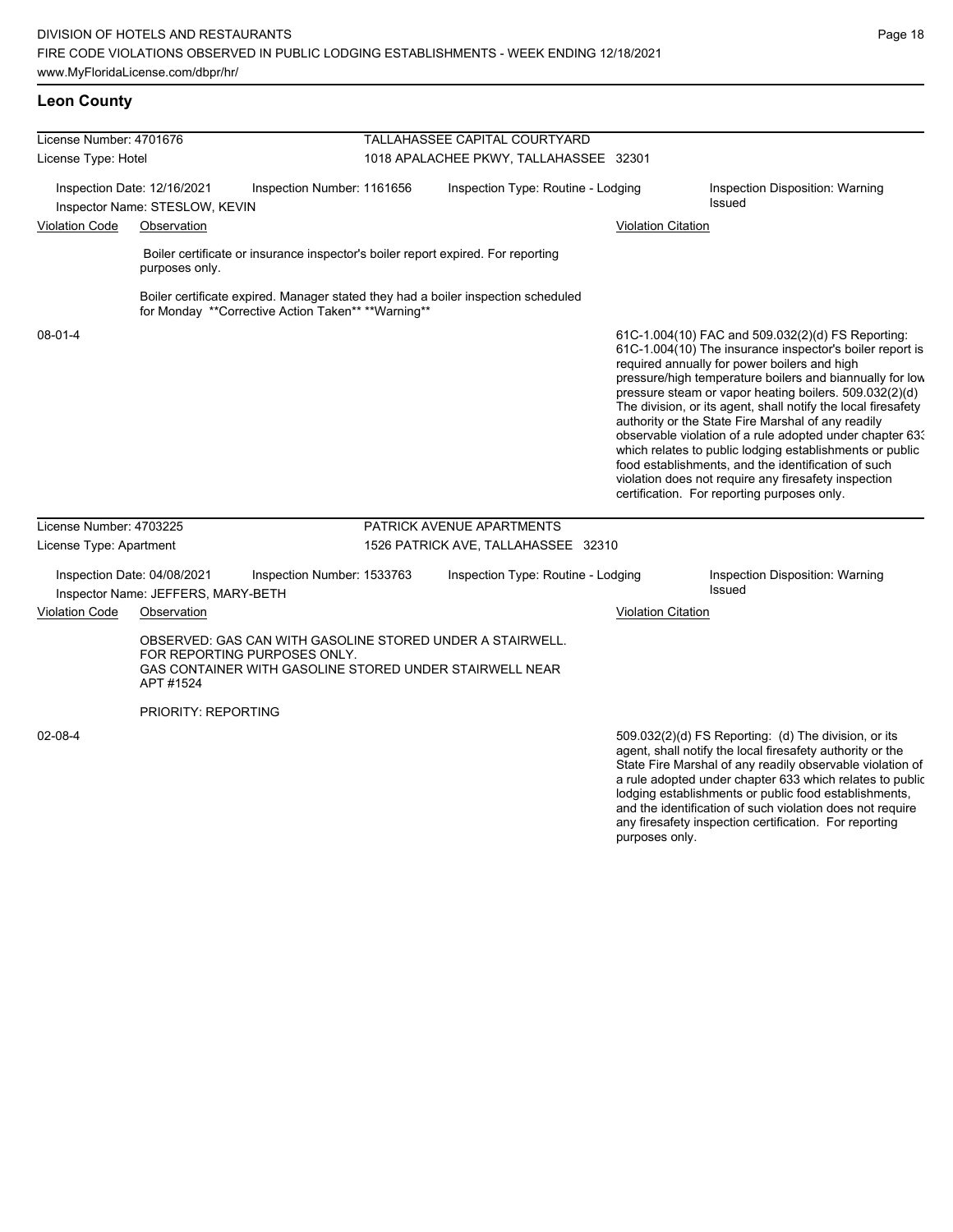## Leon County

**License Number:** 4701676
**License Type:** Hotel

**TALLAHASSEE CAPITAL COURTYARD**
1018 APALACHEE PKWY, TALLAHASSEE 32301

Inspection Date: 12/16/2021 | Inspection Number: 1161656 | Inspection Type: Routine - Lodging | Inspection Disposition: Warning Issued

Inspector Name: STESLOW, KEVIN

| Violation Code | Observation | Violation Citation |
|---|---|---|
| 08-01-4 | Boiler certificate or insurance inspector's boiler report expired. For reporting purposes only. Boiler certificate expired. Manager stated they had a boiler inspection scheduled for Monday **Corrective Action Taken** **Warning** | 61C-1.004(10) FAC and 509.032(2)(d) FS Reporting: 61C-1.004(10) The insurance inspector's boiler report is required annually for power boilers and high pressure/high temperature boilers and biannually for low pressure steam or vapor heating boilers. 509.032(2)(d) The division, or its agent, shall notify the local firesafety authority or the State Fire Marshal of any readily observable violation of a rule adopted under chapter 633 which relates to public lodging establishments or public food establishments, and the identification of such violation does not require any firesafety inspection certification. For reporting purposes only. |

**License Number:** 4703225
**License Type:** Apartment

**PATRICK AVENUE APARTMENTS**
1526 PATRICK AVE, TALLAHASSEE 32310

Inspection Date: 04/08/2021 | Inspection Number: 1533763 | Inspection Type: Routine - Lodging | Inspection Disposition: Warning Issued

Inspector Name: JEFFERS, MARY-BETH

| Violation Code | Observation | Violation Citation |
|---|---|---|
| 02-08-4 | OBSERVED: GAS CAN WITH GASOLINE STORED UNDER A STAIRWELL. FOR REPORTING PURPOSES ONLY. GAS CONTAINER WITH GASOLINE STORED UNDER STAIRWELL NEAR APT #1524 PRIORITY: REPORTING | 509.032(2)(d) FS Reporting: (d) The division, or its agent, shall notify the local firesafety authority or the State Fire Marshal of any readily observable violation of a rule adopted under chapter 633 which relates to public lodging establishments or public food establishments, and the identification of such violation does not require any firesafety inspection certification. For reporting purposes only. |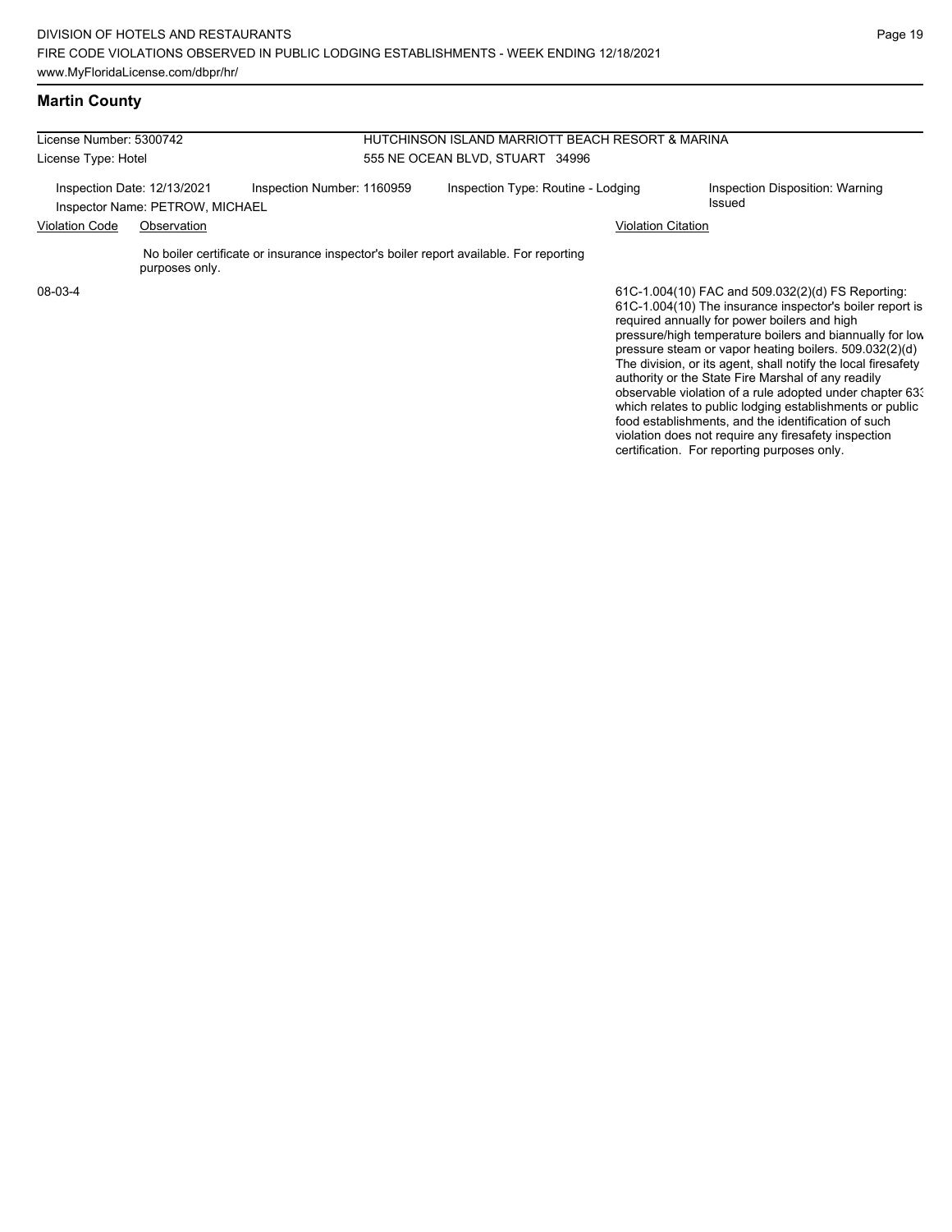## Martin County

License Number: 5300742
License Type: Hotel

HUTCHINSON ISLAND MARRIOTT BEACH RESORT & MARINA
555 NE OCEAN BLVD, STUART 34996

Inspection Date: 12/13/2021
Inspector Name: PETROW, MICHAEL
Inspection Number: 1160959
Inspection Type: Routine - Lodging
Inspection Disposition: Warning Issued

| Violation Code | Observation | Violation Citation |
|---|---|---|
| 08-03-4 | No boiler certificate or insurance inspector's boiler report available. For reporting purposes only. | 61C-1.004(10) FAC and 509.032(2)(d) FS Reporting: 61C-1.004(10) The insurance inspector's boiler report is required annually for power boilers and high pressure/high temperature boilers and biannually for low pressure steam or vapor heating boilers. 509.032(2)(d) The division, or its agent, shall notify the local firesafety authority or the State Fire Marshal of any readily observable violation of a rule adopted under chapter 633 which relates to public lodging establishments or public food establishments, and the identification of such violation does not require any firesafety inspection certification. For reporting purposes only. |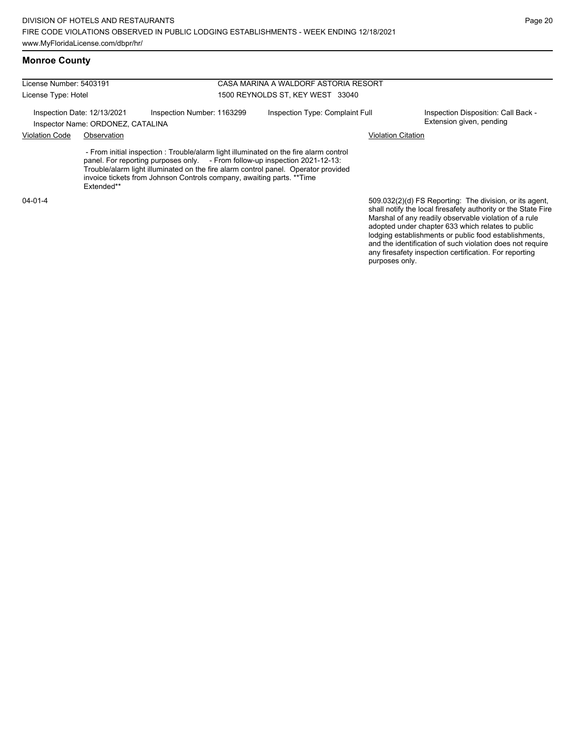## Monroe County

| License Number: 5403191 | CASA MARINA A WALDORF ASTORIA RESORT |
|---|---|
| License Type: Hotel | 1500 REYNOLDS ST, KEY WEST 33040 |

Inspection Date: 12/13/2021 | Inspection Number: 1163299 | Inspection Type: Complaint Full | Inspection Disposition: Call Back - Extension given, pending

Inspector Name: ORDONEZ, CATALINA

| Violation Code | Observation | Violation Citation |
|---|---|---|
| | - From initial inspection : Trouble/alarm light illuminated on the fire alarm control panel. For reporting purposes only. - From follow-up inspection 2021-12-13: Trouble/alarm light illuminated on the fire alarm control panel. Operator provided invoice tickets from Johnson Controls company, awaiting parts. **Time Extended** | |
| 04-01-4 | | 509.032(2)(d) FS Reporting: The division, or its agent, shall notify the local firesafety authority or the State Fire Marshal of any readily observable violation of a rule adopted under chapter 633 which relates to public lodging establishments or public food establishments, and the identification of such violation does not require any firesafety inspection certification. For reporting purposes only. |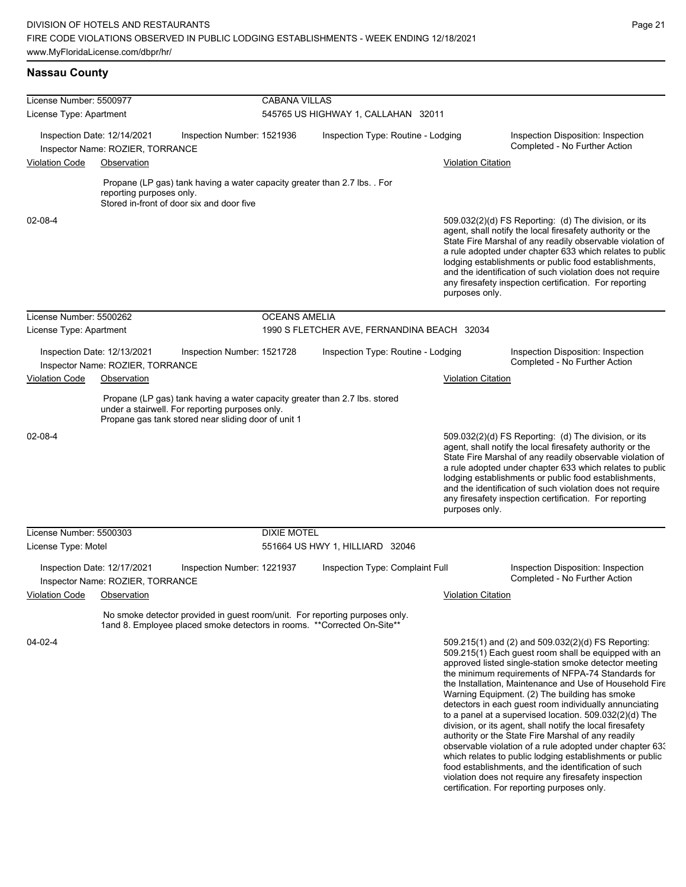## Nassau County

License Number: 5500977 | CABANA VILLAS
License Type: Apartment | 545765 US HIGHWAY 1, CALLAHAN 32011

Inspection Date: 12/14/2021 | Inspection Number: 1521936 | Inspection Type: Routine - Lodging | Inspection Disposition: Inspection Completed - No Further Action
Inspector Name: ROZIER, TORRANCE

| Violation Code | Observation | Violation Citation |
|---|---|---|
| 02-08-4 | Propane (LP gas) tank having a water capacity greater than 2.7 lbs. . For reporting purposes only. Stored in-front of door six and door five | 509.032(2)(d) FS Reporting: (d) The division, or its agent, shall notify the local firesafety authority or the State Fire Marshal of any readily observable violation of a rule adopted under chapter 633 which relates to public lodging establishments or public food establishments, and the identification of such violation does not require any firesafety inspection certification. For reporting purposes only. |

License Number: 5500262 | OCEANS AMELIA
License Type: Apartment | 1990 S FLETCHER AVE, FERNANDINA BEACH 32034

Inspection Date: 12/13/2021 | Inspection Number: 1521728 | Inspection Type: Routine - Lodging | Inspection Disposition: Inspection Completed - No Further Action
Inspector Name: ROZIER, TORRANCE

| Violation Code | Observation | Violation Citation |
|---|---|---|
| 02-08-4 | Propane (LP gas) tank having a water capacity greater than 2.7 lbs. stored under a stairwell. For reporting purposes only. Propane gas tank stored near sliding door of unit 1 | 509.032(2)(d) FS Reporting: (d) The division, or its agent, shall notify the local firesafety authority or the State Fire Marshal of any readily observable violation of a rule adopted under chapter 633 which relates to public lodging establishments or public food establishments, and the identification of such violation does not require any firesafety inspection certification. For reporting purposes only. |

License Number: 5500303 | DIXIE MOTEL
License Type: Motel | 551664 US HWY 1, HILLIARD 32046

Inspection Date: 12/17/2021 | Inspection Number: 1221937 | Inspection Type: Complaint Full | Inspection Disposition: Inspection Completed - No Further Action
Inspector Name: ROZIER, TORRANCE

| Violation Code | Observation | Violation Citation |
|---|---|---|
| 04-02-4 | No smoke detector provided in guest room/unit. For reporting purposes only. 1and 8. Employee placed smoke detectors in rooms. **Corrected On-Site** | 509.215(1) and (2) and 509.032(2)(d) FS Reporting: 509.215(1) Each guest room shall be equipped with an approved listed single-station smoke detector meeting the minimum requirements of NFPA-74 Standards for the Installation, Maintenance and Use of Household Fire Warning Equipment. (2) The building has smoke detectors in each guest room individually annunciating to a panel at a supervised location. 509.032(2)(d) The division, or its agent, shall notify the local firesafety authority or the State Fire Marshal of any readily observable violation of a rule adopted under chapter 633 which relates to public lodging establishments or public food establishments, and the identification of such violation does not require any firesafety inspection certification. For reporting purposes only. |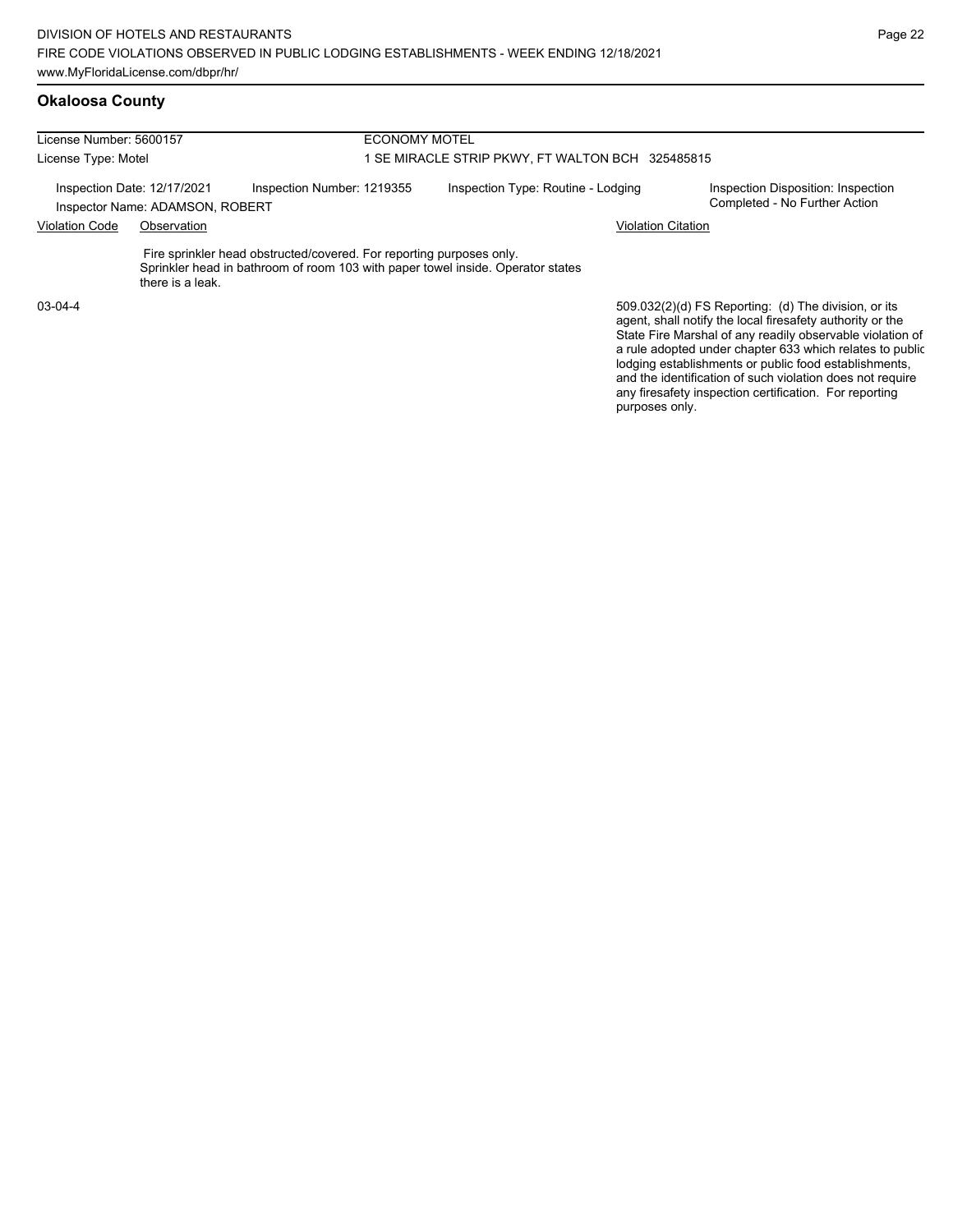## Okaloosa County

License Number: 5600157
License Type: Motel

ECONOMY MOTEL
1 SE MIRACLE STRIP PKWY, FT WALTON BCH 325485815

Inspection Date: 12/17/2021 | Inspection Number: 1219355 | Inspection Type: Routine - Lodging | Inspection Disposition: Inspection Completed - No Further Action

Inspector Name: ADAMSON, ROBERT

| Violation Code | Observation | Violation Citation |
|---|---|---|
| 03-04-4 | Fire sprinkler head obstructed/covered. For reporting purposes only. Sprinkler head in bathroom of room 103 with paper towel inside. Operator states there is a leak. | 509.032(2)(d) FS Reporting: (d) The division, or its agent, shall notify the local firesafety authority or the State Fire Marshal of any readily observable violation of a rule adopted under chapter 633 which relates to public lodging establishments or public food establishments, and the identification of such violation does not require any firesafety inspection certification. For reporting purposes only. |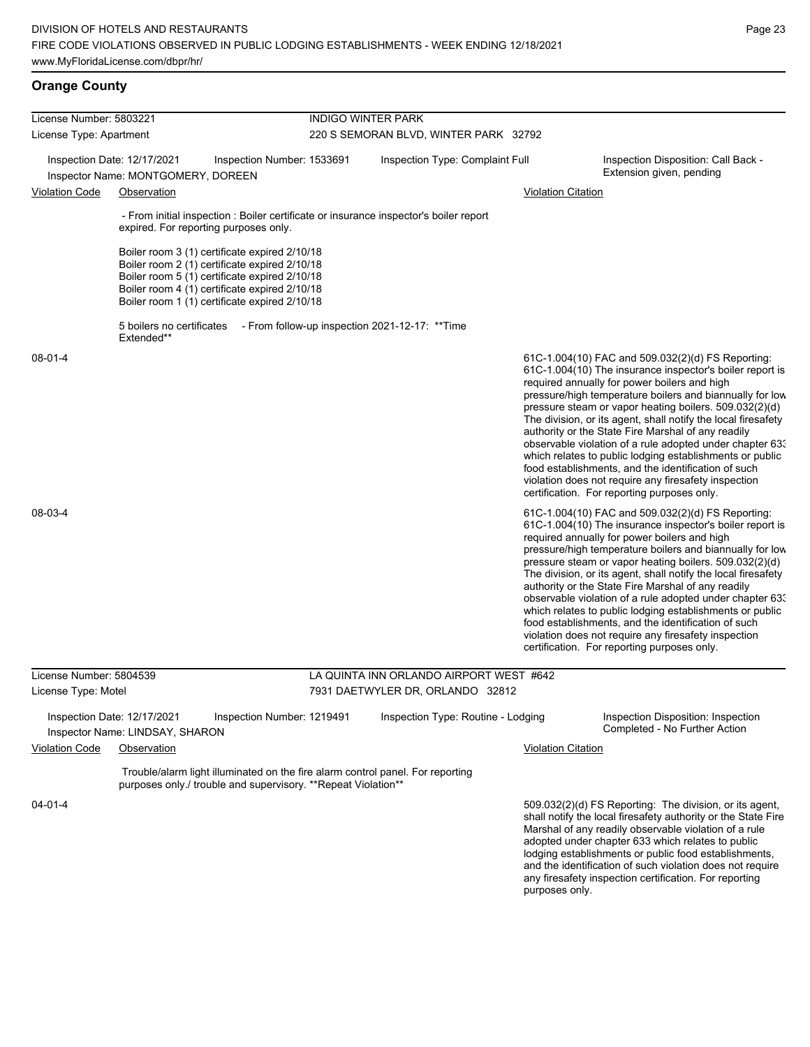## Orange County

| | | | |
|---|---|---|---|
| License Number: 5803221 | | INDIGO WINTER PARK | |
| License Type: Apartment | | 220 S SEMORAN BLVD, WINTER PARK 32792 | |
| Inspection Date: 12/17/2021 | Inspection Number: 1533691 | Inspection Type: Complaint Full | Inspection Disposition: Call Back - Extension given, pending |
| Inspector Name: MONTGOMERY, DOREEN | | | |

| Violation Code | Observation | Violation Citation |
|---|---|---|
| 08-01-4 | - From initial inspection : Boiler certificate or insurance inspector's boiler report expired. For reporting purposes only.<br><br>Boiler room 3 (1) certificate expired 2/10/18<br>Boiler room 2 (1) certificate expired 2/10/18<br>Boiler room 5 (1) certificate expired 2/10/18<br>Boiler room 4 (1) certificate expired 2/10/18<br>Boiler room 1 (1) certificate expired 2/10/18<br><br>5 boilers no certificates - From follow-up inspection 2021-12-17: **Time Extended** | 61C-1.004(10) FAC and 509.032(2)(d) FS Reporting: 61C-1.004(10) The insurance inspector's boiler report is required annually for power boilers and high pressure/high temperature boilers and biannually for low pressure steam or vapor heating boilers. 509.032(2)(d) The division, or its agent, shall notify the local firesafety authority or the State Fire Marshal of any readily observable violation of a rule adopted under chapter 633 which relates to public lodging establishments or public food establishments, and the identification of such violation does not require any firesafety inspection certification. For reporting purposes only. |
| 08-03-4 | | 61C-1.004(10) FAC and 509.032(2)(d) FS Reporting: 61C-1.004(10) The insurance inspector's boiler report is required annually for power boilers and high pressure/high temperature boilers and biannually for low pressure steam or vapor heating boilers. 509.032(2)(d) The division, or its agent, shall notify the local firesafety authority or the State Fire Marshal of any readily observable violation of a rule adopted under chapter 633 which relates to public lodging establishments or public food establishments, and the identification of such violation does not require any firesafety inspection certification. For reporting purposes only. |

| | | | |
|---|---|---|---|
| License Number: 5804539 | | LA QUINTA INN ORLANDO AIRPORT WEST #642 | |
| License Type: Motel | | 7931 DAETWYLER DR, ORLANDO 32812 | |
| Inspection Date: 12/17/2021 | Inspection Number: 1219491 | Inspection Type: Routine - Lodging | Inspection Disposition: Inspection Completed - No Further Action |
| Inspector Name: LINDSAY, SHARON | | | |

| Violation Code | Observation | Violation Citation |
|---|---|---|
| 04-01-4 | Trouble/alarm light illuminated on the fire alarm control panel. For reporting purposes only./ trouble and supervisory. **Repeat Violation** | 509.032(2)(d) FS Reporting: The division, or its agent, shall notify the local firesafety authority or the State Fire Marshal of any readily observable violation of a rule adopted under chapter 633 which relates to public lodging establishments or public food establishments, and the identification of such violation does not require any firesafety inspection certification. For reporting purposes only. |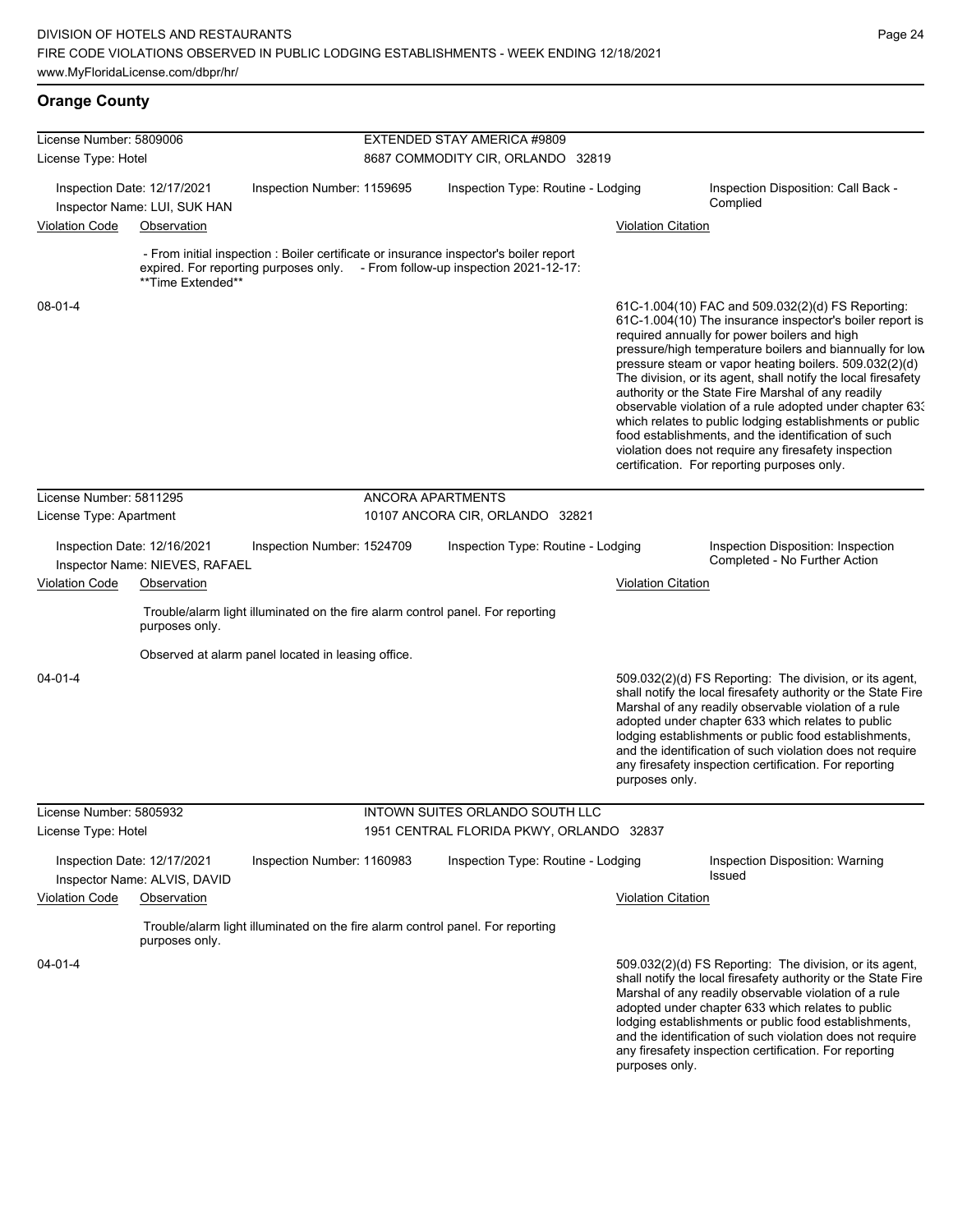## Orange County

**License Number:** 5809006
**License Type:** Hotel

**EXTENDED STAY AMERICA #9809**
8687 COMMODITY CIR, ORLANDO 32819

Inspection Date: 12/17/2021
Inspector Name: LUI, SUK HAN
Inspection Number: 1159695
Inspection Type: Routine - Lodging
Inspection Disposition: Call Back - Complied

| Violation Code | Observation | Violation Citation |
|---|---|---|
| 08-01-4 | - From initial inspection : Boiler certificate or insurance inspector's boiler report expired. For reporting purposes only. - From follow-up inspection 2021-12-17: **Time Extended** | 61C-1.004(10) FAC and 509.032(2)(d) FS Reporting: 61C-1.004(10) The insurance inspector's boiler report is required annually for power boilers and high pressure/high temperature boilers and biannually for low pressure steam or vapor heating boilers. 509.032(2)(d) The division, or its agent, shall notify the local firesafety authority or the State Fire Marshal of any readily observable violation of a rule adopted under chapter 633 which relates to public lodging establishments or public food establishments, and the identification of such violation does not require any firesafety inspection certification. For reporting purposes only. |

**License Number:** 5811295
**License Type:** Apartment

**ANCORA APARTMENTS**
10107 ANCORA CIR, ORLANDO 32821

Inspection Date: 12/16/2021
Inspector Name: NIEVES, RAFAEL
Inspection Number: 1524709
Inspection Type: Routine - Lodging
Inspection Disposition: Inspection Completed - No Further Action

| Violation Code | Observation | Violation Citation |
|---|---|---|
| 04-01-4 | Trouble/alarm light illuminated on the fire alarm control panel. For reporting purposes only. Observed at alarm panel located in leasing office. | 509.032(2)(d) FS Reporting: The division, or its agent, shall notify the local firesafety authority or the State Fire Marshal of any readily observable violation of a rule adopted under chapter 633 which relates to public lodging establishments or public food establishments, and the identification of such violation does not require any firesafety inspection certification. For reporting purposes only. |

**License Number:** 5805932
**License Type:** Hotel

**INTOWN SUITES ORLANDO SOUTH LLC**
1951 CENTRAL FLORIDA PKWY, ORLANDO 32837

Inspection Date: 12/17/2021
Inspector Name: ALVIS, DAVID
Inspection Number: 1160983
Inspection Type: Routine - Lodging
Inspection Disposition: Warning Issued

| Violation Code | Observation | Violation Citation |
|---|---|---|
| 04-01-4 | Trouble/alarm light illuminated on the fire alarm control panel. For reporting purposes only. | 509.032(2)(d) FS Reporting: The division, or its agent, shall notify the local firesafety authority or the State Fire Marshal of any readily observable violation of a rule adopted under chapter 633 which relates to public lodging establishments or public food establishments, and the identification of such violation does not require any firesafety inspection certification. For reporting purposes only. |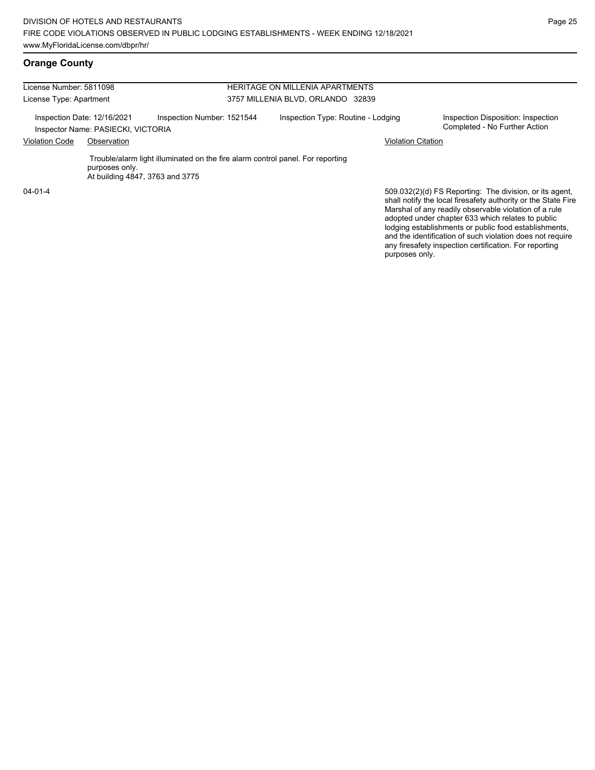## Orange County

License Number: 5811098
License Type: Apartment

HERITAGE ON MILLENIA APARTMENTS
3757 MILLENIA BLVD, ORLANDO 32839

Inspection Date: 12/16/2021
Inspection Number: 1521544
Inspection Type: Routine - Lodging
Inspection Disposition: Inspection Completed - No Further Action
Inspector Name: PASIECKI, VICTORIA

| Violation Code | Observation | Violation Citation |
|---|---|---|
| 04-01-4 | Trouble/alarm light illuminated on the fire alarm control panel. For reporting purposes only. At building 4847, 3763 and 3775 | 509.032(2)(d) FS Reporting: The division, or its agent, shall notify the local firesafety authority or the State Fire Marshal of any readily observable violation of a rule adopted under chapter 633 which relates to public lodging establishments or public food establishments, and the identification of such violation does not require any firesafety inspection certification. For reporting purposes only. |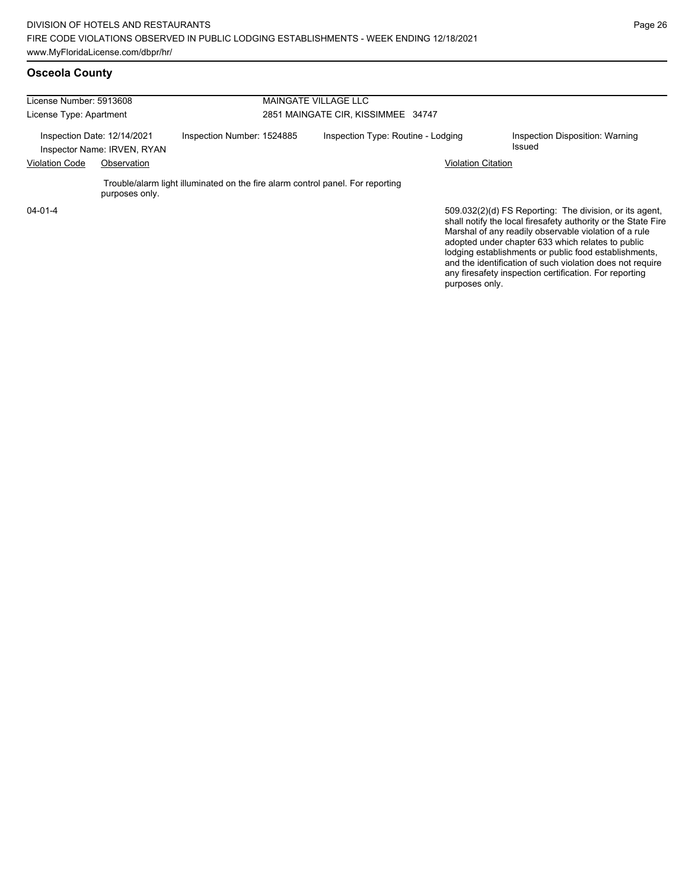## Osceola County

| | | | |
|---|---|---|---|
| License Number: 5913608 | | MAINGATE VILLAGE LLC | |
| License Type: Apartment | | 2851 MAINGATE CIR, KISSIMMEE 34747 | |
| Inspection Date: 12/14/2021<br>Inspector Name: IRVEN, RYAN | Inspection Number: 1524885 | Inspection Type: Routine - Lodging | Inspection Disposition: Warning Issued |

| Violation Code | Observation | Violation Citation |
|---|---|---|
| 04-01-4 | Trouble/alarm light illuminated on the fire alarm control panel. For reporting purposes only. | 509.032(2)(d) FS Reporting: The division, or its agent, shall notify the local firesafety authority or the State Fire Marshal of any readily observable violation of a rule adopted under chapter 633 which relates to public lodging establishments or public food establishments, and the identification of such violation does not require any firesafety inspection certification. For reporting purposes only. |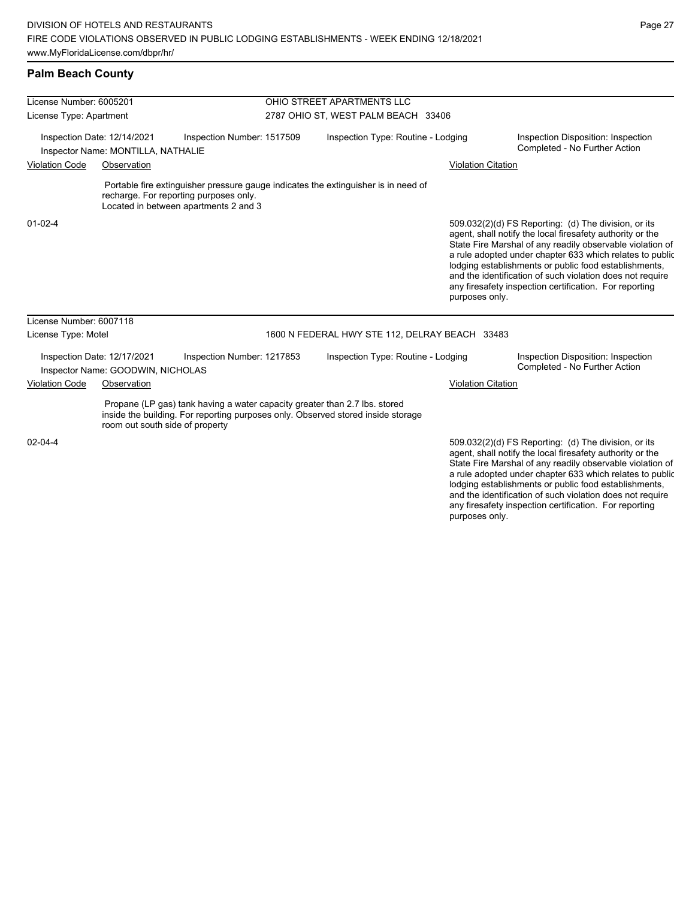## Palm Beach County

License Number: 6005201
License Type: Apartment

OHIO STREET APARTMENTS LLC
2787 OHIO ST, WEST PALM BEACH 33406

Inspection Date: 12/14/2021 | Inspection Number: 1517509 | Inspection Type: Routine - Lodging | Inspection Disposition: Inspection Completed - No Further Action

Inspector Name: MONTILLA, NATHALIE

| Violation Code | Observation | Violation Citation |
| --- | --- | --- |
| 01-02-4 | Portable fire extinguisher pressure gauge indicates the extinguisher is in need of recharge. For reporting purposes only. Located in between apartments 2 and 3 | 509.032(2)(d) FS Reporting: (d) The division, or its agent, shall notify the local firesafety authority or the State Fire Marshal of any readily observable violation of a rule adopted under chapter 633 which relates to public lodging establishments or public food establishments, and the identification of such violation does not require any firesafety inspection certification. For reporting purposes only. |

License Number: 6007118
License Type: Motel

1600 N FEDERAL HWY STE 112, DELRAY BEACH 33483

Inspection Date: 12/17/2021 | Inspection Number: 1217853 | Inspection Type: Routine - Lodging | Inspection Disposition: Inspection Completed - No Further Action

Inspector Name: GOODWIN, NICHOLAS

| Violation Code | Observation | Violation Citation |
| --- | --- | --- |
| 02-04-4 | Propane (LP gas) tank having a water capacity greater than 2.7 lbs. stored inside the building. For reporting purposes only. Observed stored inside storage room out south side of property | 509.032(2)(d) FS Reporting: (d) The division, or its agent, shall notify the local firesafety authority or the State Fire Marshal of any readily observable violation of a rule adopted under chapter 633 which relates to public lodging establishments or public food establishments, and the identification of such violation does not require any firesafety inspection certification. For reporting purposes only. |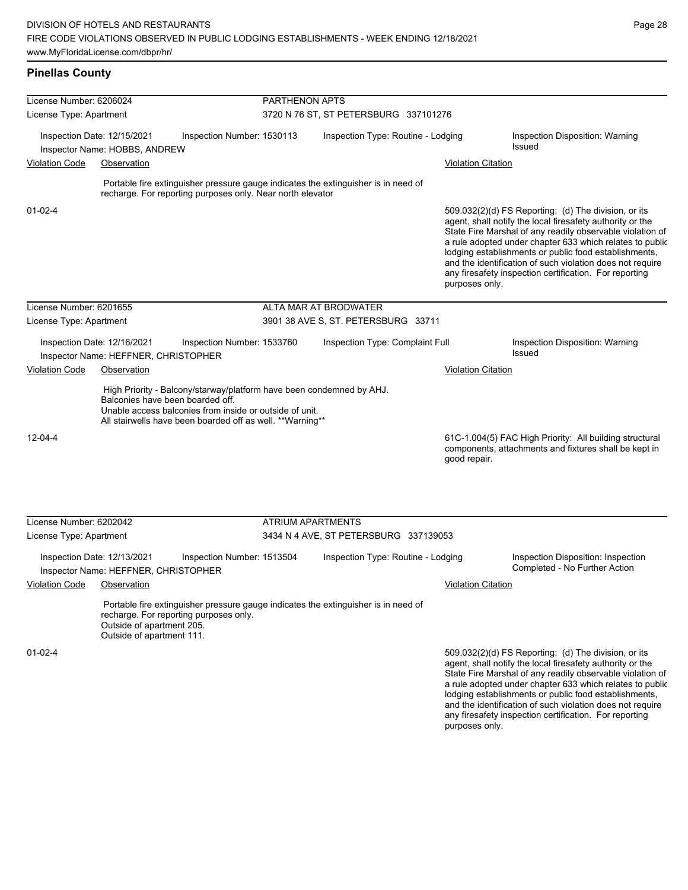## Pinellas County

**License Number:** 6206024 — **PARTHENON APTS**
**License Type:** Apartment — 3720 N 76 ST, ST PETERSBURG 337101276

Inspection Date: 12/15/2021 | Inspection Number: 1530113 | Inspection Type: Routine - Lodging | Inspection Disposition: Warning Issued
Inspector Name: HOBBS, ANDREW

| Violation Code | Observation | Violation Citation |
|---|---|---|
| 01-02-4 | Portable fire extinguisher pressure gauge indicates the extinguisher is in need of recharge. For reporting purposes only. Near north elevator | 509.032(2)(d) FS Reporting: (d) The division, or its agent, shall notify the local firesafety authority or the State Fire Marshal of any readily observable violation of a rule adopted under chapter 633 which relates to public lodging establishments or public food establishments, and the identification of such violation does not require any firesafety inspection certification. For reporting purposes only. |

**License Number:** 6201655 — **ALTA MAR AT BRODWATER**
**License Type:** Apartment — 3901 38 AVE S, ST. PETERSBURG 33711

Inspection Date: 12/16/2021 | Inspection Number: 1533760 | Inspection Type: Complaint Full | Inspection Disposition: Warning Issued
Inspector Name: HEFFNER, CHRISTOPHER

| Violation Code | Observation | Violation Citation |
|---|---|---|
| 12-04-4 | High Priority - Balcony/starway/platform have been condemned by AHJ. Balconies have been boarded off. Unable access balconies from inside or outside of unit. All stairwells have been boarded off as well. **Warning** | 61C-1.004(5) FAC High Priority: All building structural components, attachments and fixtures shall be kept in good repair. |

**License Number:** 6202042 — **ATRIUM APARTMENTS**
**License Type:** Apartment — 3434 N 4 AVE, ST PETERSBURG 337139053

Inspection Date: 12/13/2021 | Inspection Number: 1513504 | Inspection Type: Routine - Lodging | Inspection Disposition: Inspection Completed - No Further Action
Inspector Name: HEFFNER, CHRISTOPHER

| Violation Code | Observation | Violation Citation |
|---|---|---|
| 01-02-4 | Portable fire extinguisher pressure gauge indicates the extinguisher is in need of recharge. For reporting purposes only. Outside of apartment 205. Outside of apartment 111. | 509.032(2)(d) FS Reporting: (d) The division, or its agent, shall notify the local firesafety authority or the State Fire Marshal of any readily observable violation of a rule adopted under chapter 633 which relates to public lodging establishments or public food establishments, and the identification of such violation does not require any firesafety inspection certification. For reporting purposes only. |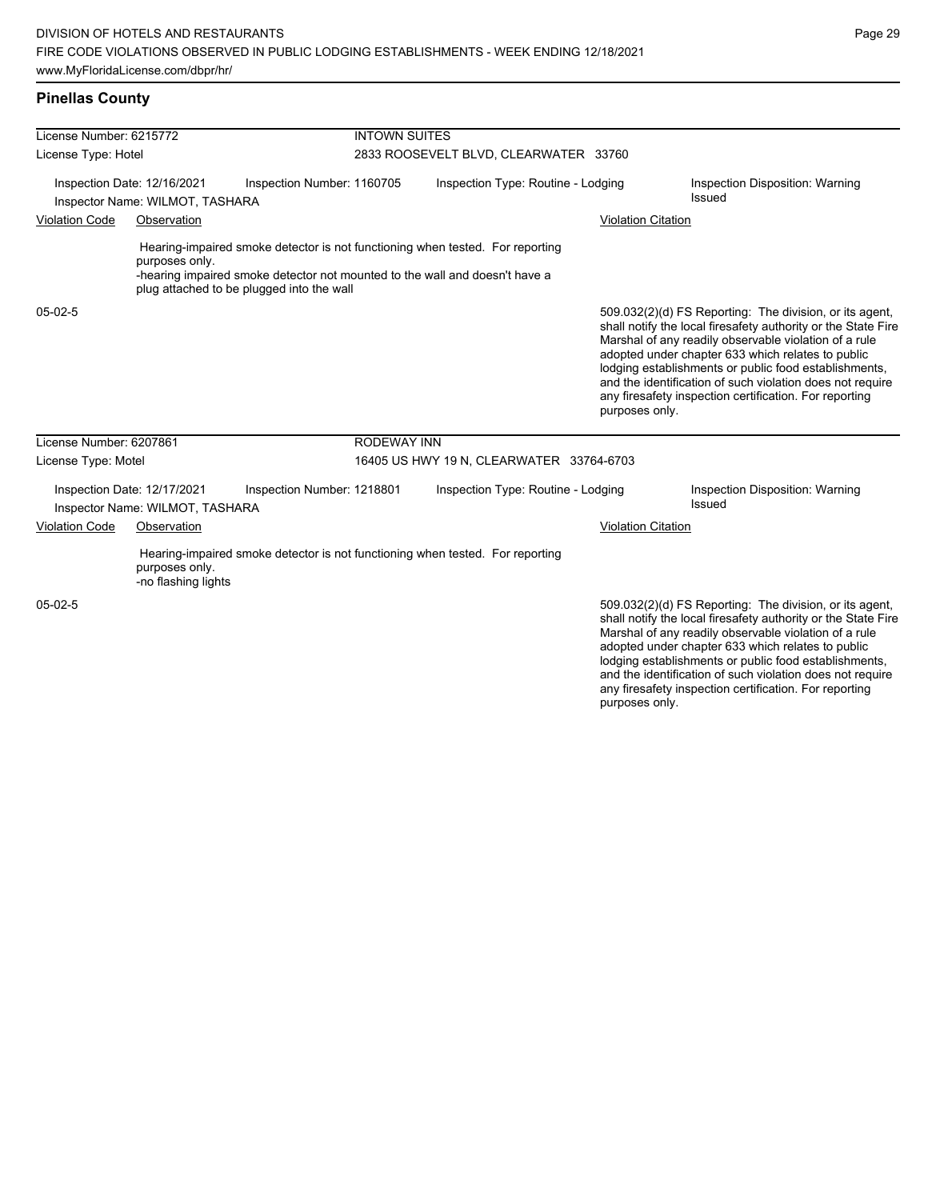## Pinellas County

License Number: 6215772 — INTOWN SUITES
License Type: Hotel — 2833 ROOSEVELT BLVD, CLEARWATER 33760

Inspection Date: 12/16/2021 — Inspection Number: 1160705 — Inspection Type: Routine - Lodging — Inspection Disposition: Warning Issued
Inspector Name: WILMOT, TASHARA

| Violation Code | Observation | Violation Citation |
|---|---|---|
| 05-02-5 | Hearing-impaired smoke detector is not functioning when tested. For reporting purposes only. -hearing impaired smoke detector not mounted to the wall and doesn't have a plug attached to be plugged into the wall | 509.032(2)(d) FS Reporting: The division, or its agent, shall notify the local firesafety authority or the State Fire Marshal of any readily observable violation of a rule adopted under chapter 633 which relates to public lodging establishments or public food establishments, and the identification of such violation does not require any firesafety inspection certification. For reporting purposes only. |

License Number: 6207861 — RODEWAY INN
License Type: Motel — 16405 US HWY 19 N, CLEARWATER 33764-6703

Inspection Date: 12/17/2021 — Inspection Number: 1218801 — Inspection Type: Routine - Lodging — Inspection Disposition: Warning Issued
Inspector Name: WILMOT, TASHARA

| Violation Code | Observation | Violation Citation |
|---|---|---|
| 05-02-5 | Hearing-impaired smoke detector is not functioning when tested. For reporting purposes only. -no flashing lights | 509.032(2)(d) FS Reporting: The division, or its agent, shall notify the local firesafety authority or the State Fire Marshal of any readily observable violation of a rule adopted under chapter 633 which relates to public lodging establishments or public food establishments, and the identification of such violation does not require any firesafety inspection certification. For reporting purposes only. |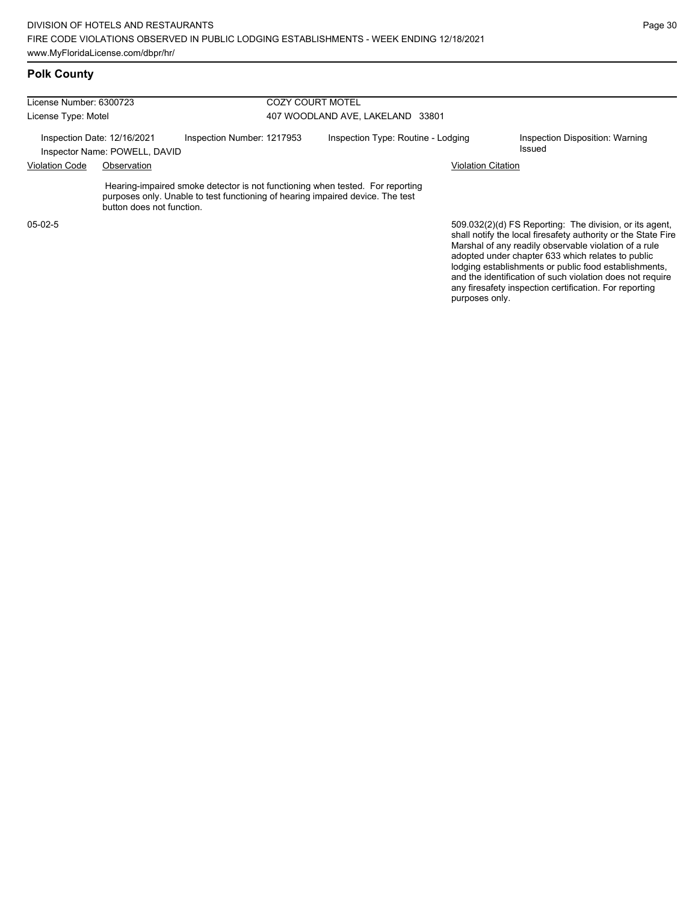## Polk County

| | | | |
|---|---|---|---|
| License Number: 6300723 | | COZY COURT MOTEL | |
| License Type: Motel | | 407 WOODLAND AVE, LAKELAND 33801 | |
| Inspection Date: 12/16/2021 | Inspection Number: 1217953 | Inspection Type: Routine - Lodging | Inspection Disposition: Warning Issued |
| Inspector Name: POWELL, DAVID | | | |

| Violation Code | Observation | Violation Citation |
|---|---|---|
| 05-02-5 | Hearing-impaired smoke detector is not functioning when tested. For reporting purposes only. Unable to test functioning of hearing impaired device. The test button does not function. | 509.032(2)(d) FS Reporting: The division, or its agent, shall notify the local firesafety authority or the State Fire Marshal of any readily observable violation of a rule adopted under chapter 633 which relates to public lodging establishments or public food establishments, and the identification of such violation does not require any firesafety inspection certification. For reporting purposes only. |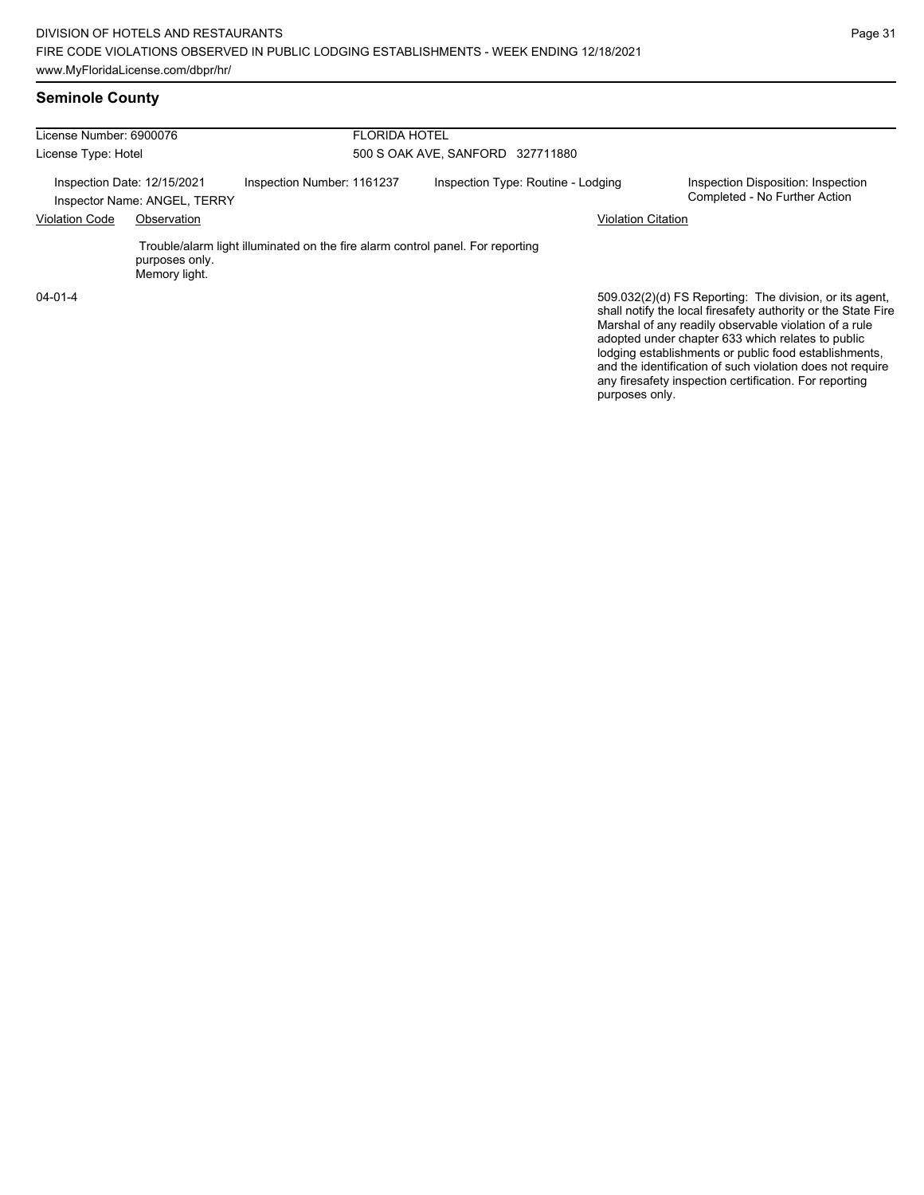## Seminole County

License Number: 6900076
License Type: Hotel

FLORIDA HOTEL
500 S OAK AVE, SANFORD 327711880

Inspection Date: 12/15/2021
Inspector Name: ANGEL, TERRY

Inspection Number: 1161237

Inspection Type: Routine - Lodging

Inspection Disposition: Inspection Completed - No Further Action

| Violation Code | Observation | Violation Citation |
| --- | --- | --- |
| 04-01-4 | Trouble/alarm light illuminated on the fire alarm control panel. For reporting purposes only. Memory light. | 509.032(2)(d) FS Reporting: The division, or its agent, shall notify the local firesafety authority or the State Fire Marshal of any readily observable violation of a rule adopted under chapter 633 which relates to public lodging establishments or public food establishments, and the identification of such violation does not require any firesafety inspection certification. For reporting purposes only. |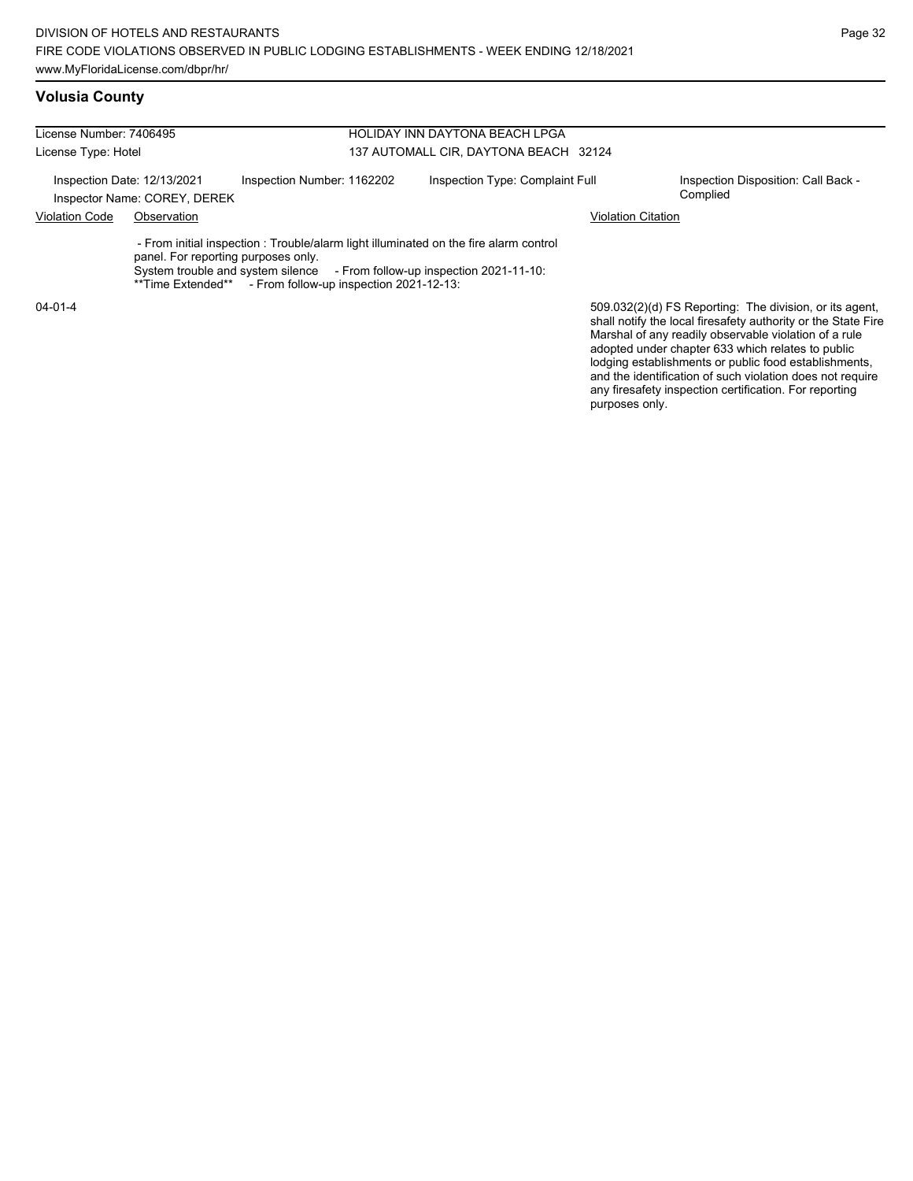## Volusia County

License Number: 7406495
License Type: Hotel

HOLIDAY INN DAYTONA BEACH LPGA
137 AUTOMALL CIR, DAYTONA BEACH 32124

Inspection Date: 12/13/2021
Inspector Name: COREY, DEREK
Inspection Number: 1162202
Inspection Type: Complaint Full
Inspection Disposition: Call Back - Complied

| Violation Code | Observation | Violation Citation |
| --- | --- | --- |
| 04-01-4 | - From initial inspection : Trouble/alarm light illuminated on the fire alarm control panel. For reporting purposes only. System trouble and system silence - From follow-up inspection 2021-11-10: **Time Extended** - From follow-up inspection 2021-12-13: | 509.032(2)(d) FS Reporting: The division, or its agent, shall notify the local firesafety authority or the State Fire Marshal of any readily observable violation of a rule adopted under chapter 633 which relates to public lodging establishments or public food establishments, and the identification of such violation does not require any firesafety inspection certification. For reporting purposes only. |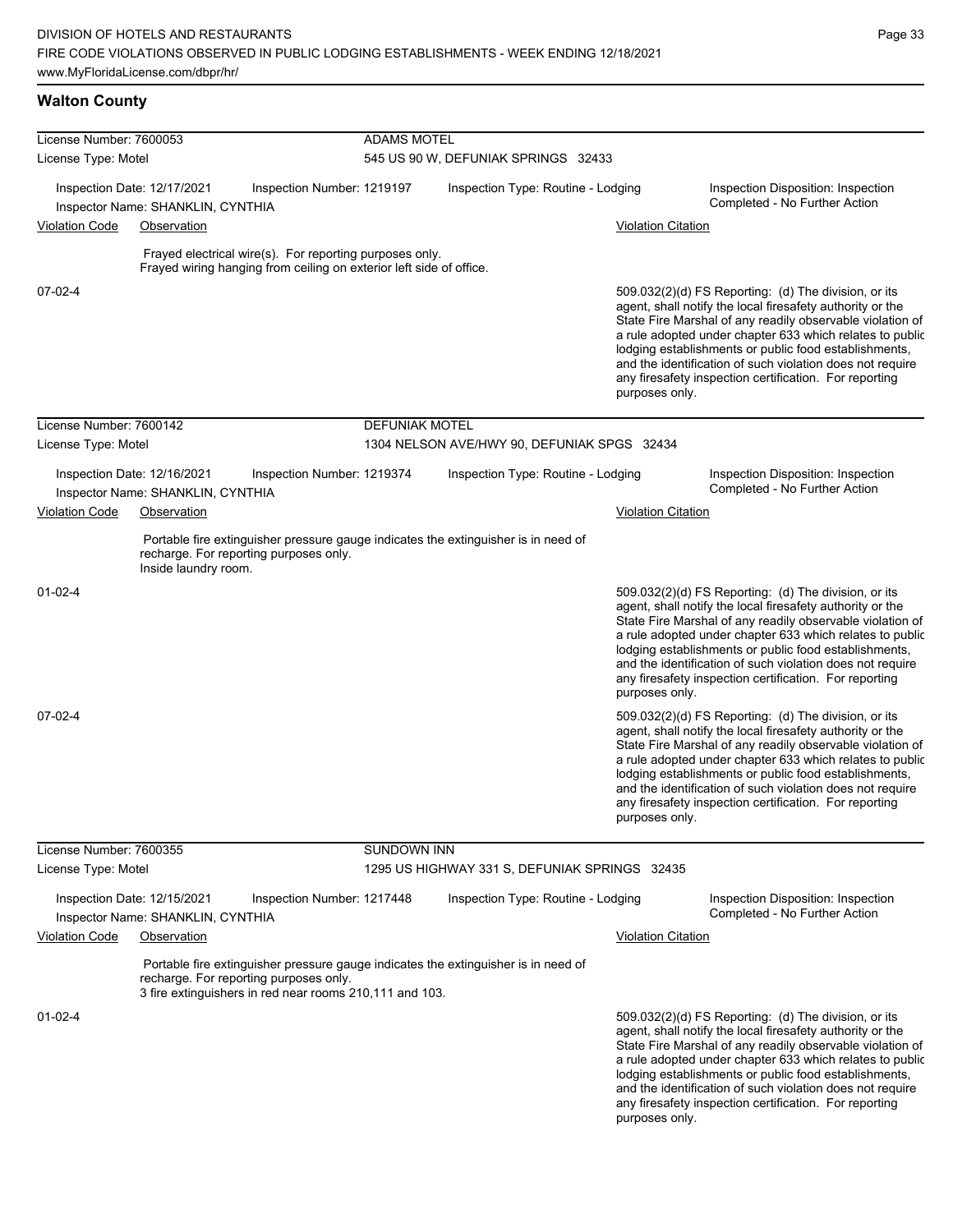## Walton County

**License Number:** 7600053 — **ADAMS MOTEL**
**License Type:** Motel — 545 US 90 W, DEFUNIAK SPRINGS 32433

Inspection Date: 12/17/2021 | Inspection Number: 1219197 | Inspection Type: Routine - Lodging | Inspection Disposition: Inspection Completed - No Further Action

Inspector Name: SHANKLIN, CYNTHIA

| Violation Code | Observation | Violation Citation |
| --- | --- | --- |
| | Frayed electrical wire(s). For reporting purposes only. Frayed wiring hanging from ceiling on exterior left side of office. | |
| 07-02-4 | | 509.032(2)(d) FS Reporting: (d) The division, or its agent, shall notify the local firesafety authority or the State Fire Marshal of any readily observable violation of a rule adopted under chapter 633 which relates to public lodging establishments or public food establishments, and the identification of such violation does not require any firesafety inspection certification. For reporting purposes only. |

**License Number:** 7600142 — **DEFUNIAK MOTEL**
**License Type:** Motel — 1304 NELSON AVE/HWY 90, DEFUNIAK SPGS 32434

Inspection Date: 12/16/2021 | Inspection Number: 1219374 | Inspection Type: Routine - Lodging | Inspection Disposition: Inspection Completed - No Further Action

Inspector Name: SHANKLIN, CYNTHIA

| Violation Code | Observation | Violation Citation |
| --- | --- | --- |
| | Portable fire extinguisher pressure gauge indicates the extinguisher is in need of recharge. For reporting purposes only. Inside laundry room. | |
| 01-02-4 | | 509.032(2)(d) FS Reporting: (d) The division, or its agent, shall notify the local firesafety authority or the State Fire Marshal of any readily observable violation of a rule adopted under chapter 633 which relates to public lodging establishments or public food establishments, and the identification of such violation does not require any firesafety inspection certification. For reporting purposes only. |
| 07-02-4 | | 509.032(2)(d) FS Reporting: (d) The division, or its agent, shall notify the local firesafety authority or the State Fire Marshal of any readily observable violation of a rule adopted under chapter 633 which relates to public lodging establishments or public food establishments, and the identification of such violation does not require any firesafety inspection certification. For reporting purposes only. |

**License Number:** 7600355 — **SUNDOWN INN**
**License Type:** Motel — 1295 US HIGHWAY 331 S, DEFUNIAK SPRINGS 32435

Inspection Date: 12/15/2021 | Inspection Number: 1217448 | Inspection Type: Routine - Lodging | Inspection Disposition: Inspection Completed - No Further Action

Inspector Name: SHANKLIN, CYNTHIA

| Violation Code | Observation | Violation Citation |
| --- | --- | --- |
| | Portable fire extinguisher pressure gauge indicates the extinguisher is in need of recharge. For reporting purposes only. 3 fire extinguishers in red near rooms 210,111 and 103. | |
| 01-02-4 | | 509.032(2)(d) FS Reporting: (d) The division, or its agent, shall notify the local firesafety authority or the State Fire Marshal of any readily observable violation of a rule adopted under chapter 633 which relates to public lodging establishments or public food establishments, and the identification of such violation does not require any firesafety inspection certification. For reporting purposes only. |